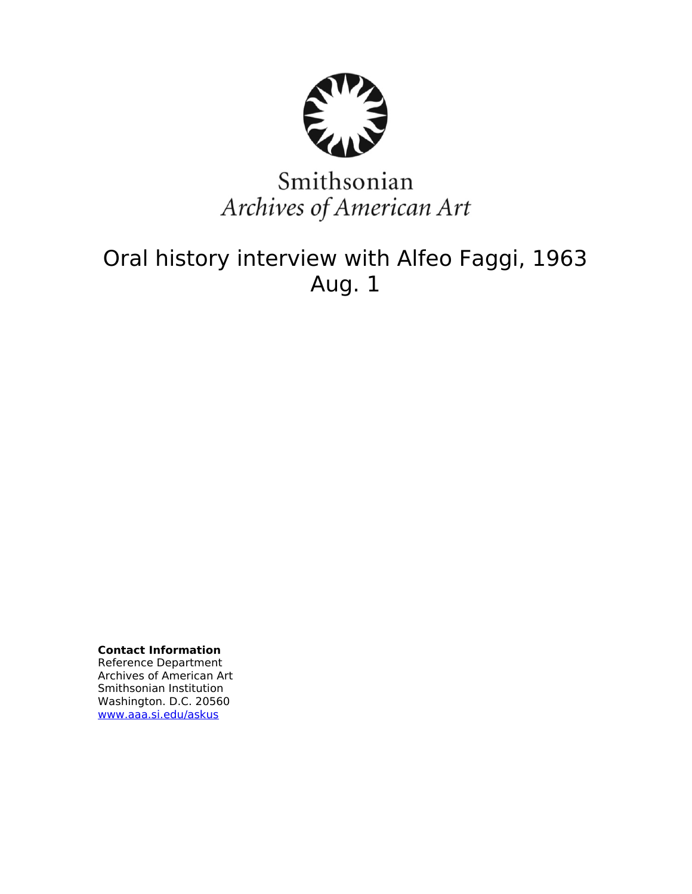Smithsonian
*Archives of American Art*

# Oral history interview with Alfeo Faggi, 1963 Aug. 1

**Contact Information**
Reference Department
Archives of American Art
Smithsonian Institution
Washington. D.C. 20560
www.aaa.si.edu/askus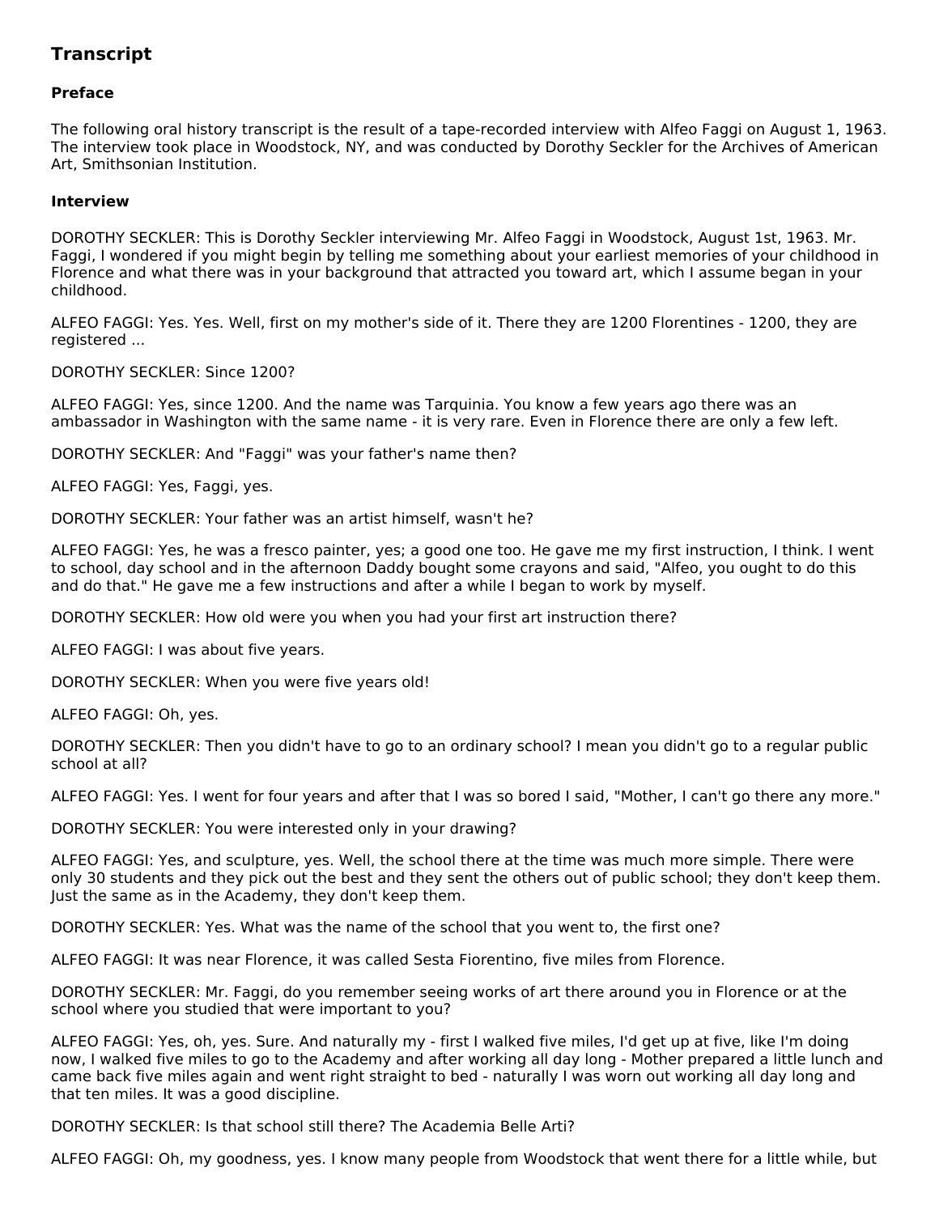## Transcript

### Preface

The following oral history transcript is the result of a tape-recorded interview with Alfeo Faggi on August 1, 1963. The interview took place in Woodstock, NY, and was conducted by Dorothy Seckler for the Archives of American Art, Smithsonian Institution.

### Interview

DOROTHY SECKLER: This is Dorothy Seckler interviewing Mr. Alfeo Faggi in Woodstock, August 1st, 1963. Mr. Faggi, I wondered if you might begin by telling me something about your earliest memories of your childhood in Florence and what there was in your background that attracted you toward art, which I assume began in your childhood.

ALFEO FAGGI: Yes. Yes. Well, first on my mother's side of it. There they are 1200 Florentines - 1200, they are registered ...

DOROTHY SECKLER: Since 1200?

ALFEO FAGGI: Yes, since 1200. And the name was Tarquinia. You know a few years ago there was an ambassador in Washington with the same name - it is very rare. Even in Florence there are only a few left.

DOROTHY SECKLER: And "Faggi" was your father's name then?

ALFEO FAGGI: Yes, Faggi, yes.

DOROTHY SECKLER: Your father was an artist himself, wasn't he?

ALFEO FAGGI: Yes, he was a fresco painter, yes; a good one too. He gave me my first instruction, I think. I went to school, day school and in the afternoon Daddy bought some crayons and said, "Alfeo, you ought to do this and do that." He gave me a few instructions and after a while I began to work by myself.

DOROTHY SECKLER: How old were you when you had your first art instruction there?

ALFEO FAGGI: I was about five years.

DOROTHY SECKLER: When you were five years old!

ALFEO FAGGI: Oh, yes.

DOROTHY SECKLER: Then you didn't have to go to an ordinary school? I mean you didn't go to a regular public school at all?

ALFEO FAGGI: Yes. I went for four years and after that I was so bored I said, "Mother, I can't go there any more."

DOROTHY SECKLER: You were interested only in your drawing?

ALFEO FAGGI: Yes, and sculpture, yes. Well, the school there at the time was much more simple. There were only 30 students and they pick out the best and they sent the others out of public school; they don't keep them. Just the same as in the Academy, they don't keep them.

DOROTHY SECKLER: Yes. What was the name of the school that you went to, the first one?

ALFEO FAGGI: It was near Florence, it was called Sesta Fiorentino, five miles from Florence.

DOROTHY SECKLER: Mr. Faggi, do you remember seeing works of art there around you in Florence or at the school where you studied that were important to you?

ALFEO FAGGI: Yes, oh, yes. Sure. And naturally my - first I walked five miles, I'd get up at five, like I'm doing now, I walked five miles to go to the Academy and after working all day long - Mother prepared a little lunch and came back five miles again and went right straight to bed - naturally I was worn out working all day long and that ten miles. It was a good discipline.

DOROTHY SECKLER: Is that school still there? The Academia Belle Arti?

ALFEO FAGGI: Oh, my goodness, yes. I know many people from Woodstock that went there for a little while, but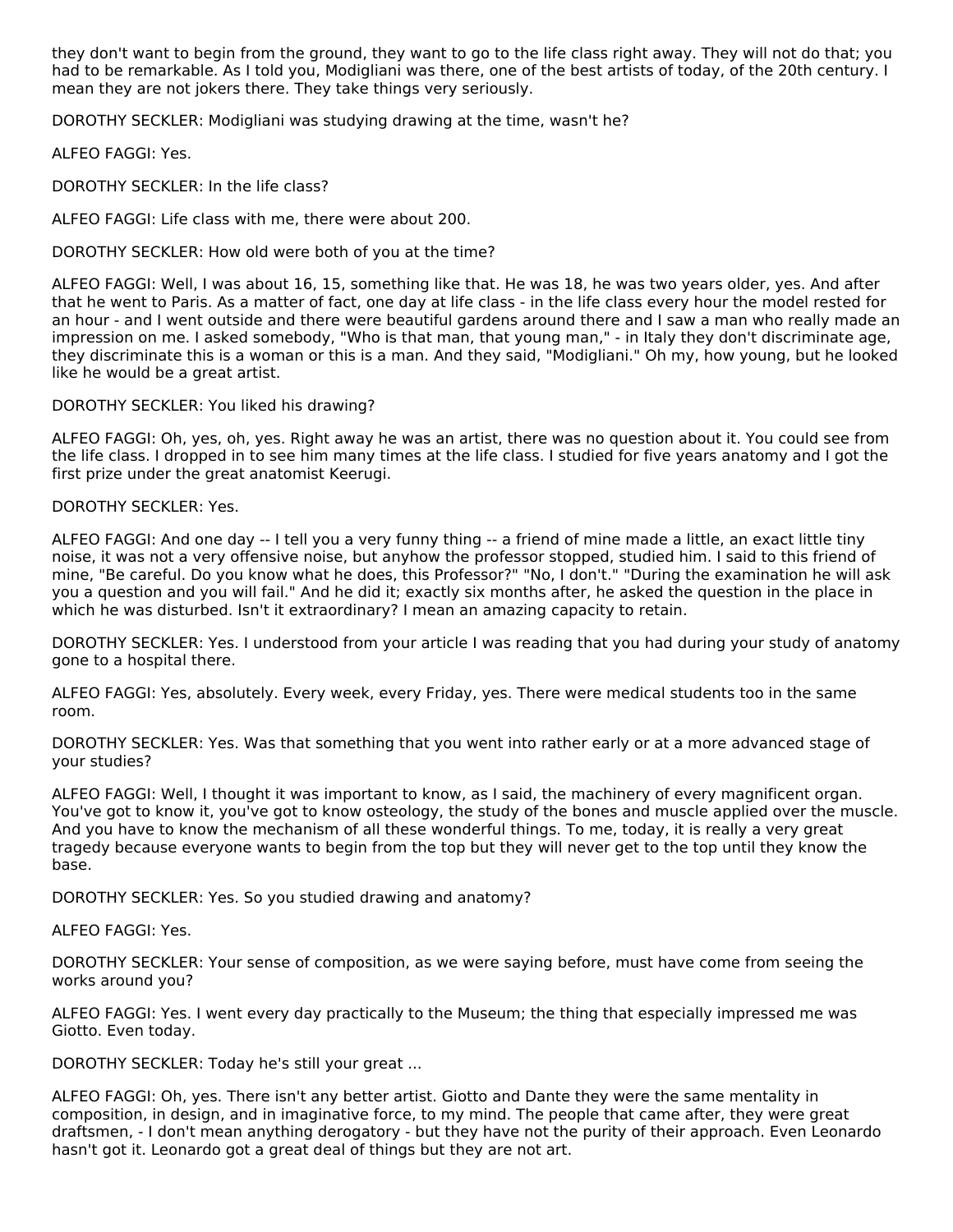they don't want to begin from the ground, they want to go to the life class right away. They will not do that; you had to be remarkable. As I told you, Modigliani was there, one of the best artists of today, of the 20th century. I mean they are not jokers there. They take things very seriously.

DOROTHY SECKLER: Modigliani was studying drawing at the time, wasn't he?

ALFEO FAGGI: Yes.

DOROTHY SECKLER: In the life class?

ALFEO FAGGI: Life class with me, there were about 200.

DOROTHY SECKLER: How old were both of you at the time?

ALFEO FAGGI: Well, I was about 16, 15, something like that. He was 18, he was two years older, yes. And after that he went to Paris. As a matter of fact, one day at life class - in the life class every hour the model rested for an hour - and I went outside and there were beautiful gardens around there and I saw a man who really made an impression on me. I asked somebody, "Who is that man, that young man," - in Italy they don't discriminate age, they discriminate this is a woman or this is a man. And they said, "Modigliani." Oh my, how young, but he looked like he would be a great artist.

DOROTHY SECKLER: You liked his drawing?

ALFEO FAGGI: Oh, yes, oh, yes. Right away he was an artist, there was no question about it. You could see from the life class. I dropped in to see him many times at the life class. I studied for five years anatomy and I got the first prize under the great anatomist Keerugi.

DOROTHY SECKLER: Yes.

ALFEO FAGGI: And one day -- I tell you a very funny thing -- a friend of mine made a little, an exact little tiny noise, it was not a very offensive noise, but anyhow the professor stopped, studied him. I said to this friend of mine, "Be careful. Do you know what he does, this Professor?" "No, I don't." "During the examination he will ask you a question and you will fail." And he did it; exactly six months after, he asked the question in the place in which he was disturbed. Isn't it extraordinary? I mean an amazing capacity to retain.

DOROTHY SECKLER: Yes. I understood from your article I was reading that you had during your study of anatomy gone to a hospital there.

ALFEO FAGGI: Yes, absolutely. Every week, every Friday, yes. There were medical students too in the same room.

DOROTHY SECKLER: Yes. Was that something that you went into rather early or at a more advanced stage of your studies?

ALFEO FAGGI: Well, I thought it was important to know, as I said, the machinery of every magnificent organ. You've got to know it, you've got to know osteology, the study of the bones and muscle applied over the muscle. And you have to know the mechanism of all these wonderful things. To me, today, it is really a very great tragedy because everyone wants to begin from the top but they will never get to the top until they know the base.

DOROTHY SECKLER: Yes. So you studied drawing and anatomy?

ALFEO FAGGI: Yes.

DOROTHY SECKLER: Your sense of composition, as we were saying before, must have come from seeing the works around you?

ALFEO FAGGI: Yes. I went every day practically to the Museum; the thing that especially impressed me was Giotto. Even today.

DOROTHY SECKLER: Today he's still your great ...

ALFEO FAGGI: Oh, yes. There isn't any better artist. Giotto and Dante they were the same mentality in composition, in design, and in imaginative force, to my mind. The people that came after, they were great draftsmen, - I don't mean anything derogatory - but they have not the purity of their approach. Even Leonardo hasn't got it. Leonardo got a great deal of things but they are not art.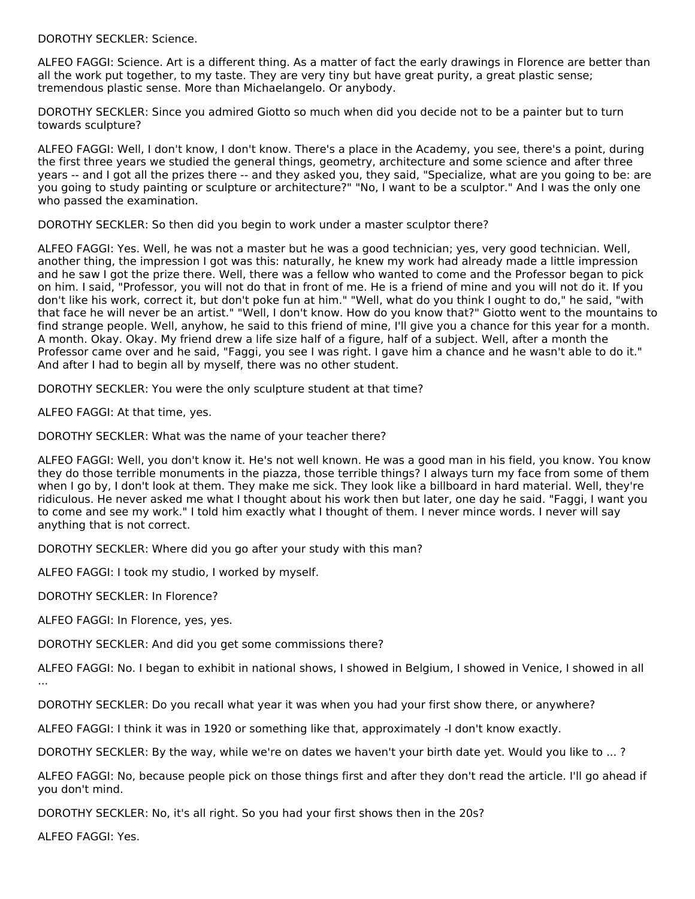DOROTHY SECKLER: Science.

ALFEO FAGGI: Science. Art is a different thing. As a matter of fact the early drawings in Florence are better than all the work put together, to my taste. They are very tiny but have great purity, a great plastic sense; tremendous plastic sense. More than Michaelangelo. Or anybody.

DOROTHY SECKLER: Since you admired Giotto so much when did you decide not to be a painter but to turn towards sculpture?

ALFEO FAGGI: Well, I don't know, I don't know. There's a place in the Academy, you see, there's a point, during the first three years we studied the general things, geometry, architecture and some science and after three years -- and I got all the prizes there -- and they asked you, they said, "Specialize, what are you going to be: are you going to study painting or sculpture or architecture?" "No, I want to be a sculptor." And I was the only one who passed the examination.

DOROTHY SECKLER: So then did you begin to work under a master sculptor there?

ALFEO FAGGI: Yes. Well, he was not a master but he was a good technician; yes, very good technician. Well, another thing, the impression I got was this: naturally, he knew my work had already made a little impression and he saw I got the prize there. Well, there was a fellow who wanted to come and the Professor began to pick on him. I said, "Professor, you will not do that in front of me. He is a friend of mine and you will not do it. If you don't like his work, correct it, but don't poke fun at him." "Well, what do you think I ought to do," he said, "with that face he will never be an artist." "Well, I don't know. How do you know that?" Giotto went to the mountains to find strange people. Well, anyhow, he said to this friend of mine, I'll give you a chance for this year for a month. A month. Okay. Okay. My friend drew a life size half of a figure, half of a subject. Well, after a month the Professor came over and he said, "Faggi, you see I was right. I gave him a chance and he wasn't able to do it." And after I had to begin all by myself, there was no other student.

DOROTHY SECKLER: You were the only sculpture student at that time?

ALFEO FAGGI: At that time, yes.

DOROTHY SECKLER: What was the name of your teacher there?

ALFEO FAGGI: Well, you don't know it. He's not well known. He was a good man in his field, you know. You know they do those terrible monuments in the piazza, those terrible things? I always turn my face from some of them when I go by, I don't look at them. They make me sick. They look like a billboard in hard material. Well, they're ridiculous. He never asked me what I thought about his work then but later, one day he said. "Faggi, I want you to come and see my work." I told him exactly what I thought of them. I never mince words. I never will say anything that is not correct.

DOROTHY SECKLER: Where did you go after your study with this man?

ALFEO FAGGI: I took my studio, I worked by myself.

DOROTHY SECKLER: In Florence?

ALFEO FAGGI: In Florence, yes, yes.

DOROTHY SECKLER: And did you get some commissions there?

ALFEO FAGGI: No. I began to exhibit in national shows, I showed in Belgium, I showed in Venice, I showed in all ...

DOROTHY SECKLER: Do you recall what year it was when you had your first show there, or anywhere?

ALFEO FAGGI: I think it was in 1920 or something like that, approximately -I don't know exactly.

DOROTHY SECKLER: By the way, while we're on dates we haven't your birth date yet. Would you like to ... ?

ALFEO FAGGI: No, because people pick on those things first and after they don't read the article. I'll go ahead if you don't mind.

DOROTHY SECKLER: No, it's all right. So you had your first shows then in the 20s?

ALFEO FAGGI: Yes.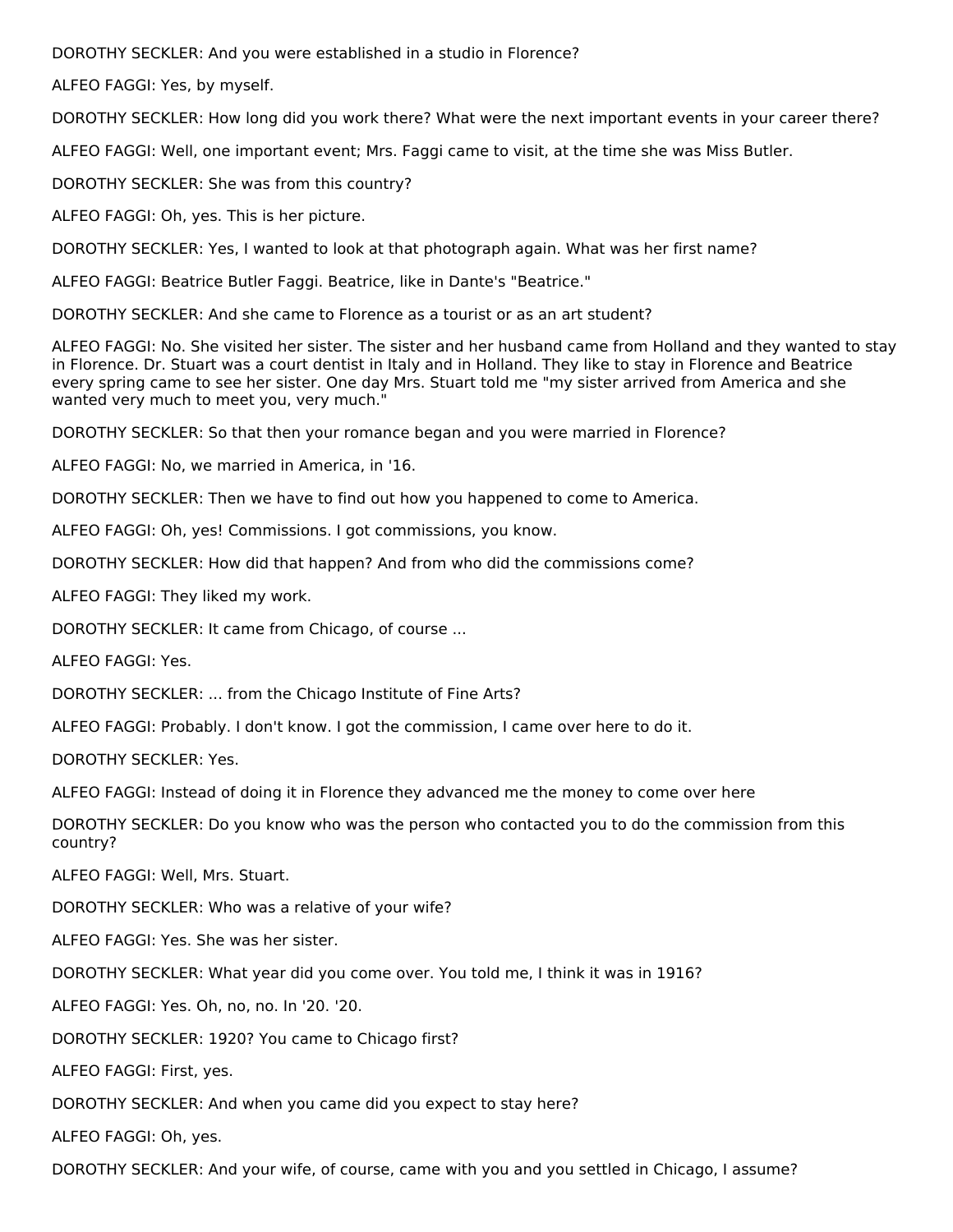DOROTHY SECKLER: And you were established in a studio in Florence?

ALFEO FAGGI: Yes, by myself.

DOROTHY SECKLER: How long did you work there? What were the next important events in your career there?

ALFEO FAGGI: Well, one important event; Mrs. Faggi came to visit, at the time she was Miss Butler.

DOROTHY SECKLER: She was from this country?

ALFEO FAGGI: Oh, yes. This is her picture.

DOROTHY SECKLER: Yes, I wanted to look at that photograph again. What was her first name?

ALFEO FAGGI: Beatrice Butler Faggi. Beatrice, like in Dante's "Beatrice."

DOROTHY SECKLER: And she came to Florence as a tourist or as an art student?

ALFEO FAGGI: No. She visited her sister. The sister and her husband came from Holland and they wanted to stay in Florence. Dr. Stuart was a court dentist in Italy and in Holland. They like to stay in Florence and Beatrice every spring came to see her sister. One day Mrs. Stuart told me "my sister arrived from America and she wanted very much to meet you, very much."

DOROTHY SECKLER: So that then your romance began and you were married in Florence?

ALFEO FAGGI: No, we married in America, in '16.

DOROTHY SECKLER: Then we have to find out how you happened to come to America.

ALFEO FAGGI: Oh, yes! Commissions. I got commissions, you know.

DOROTHY SECKLER: How did that happen? And from who did the commissions come?

ALFEO FAGGI: They liked my work.

DOROTHY SECKLER: It came from Chicago, of course ...

ALFEO FAGGI: Yes.

DOROTHY SECKLER: ... from the Chicago Institute of Fine Arts?

ALFEO FAGGI: Probably. I don't know. I got the commission, I came over here to do it.

DOROTHY SECKLER: Yes.

ALFEO FAGGI: Instead of doing it in Florence they advanced me the money to come over here

DOROTHY SECKLER: Do you know who was the person who contacted you to do the commission from this country?

ALFEO FAGGI: Well, Mrs. Stuart.

DOROTHY SECKLER: Who was a relative of your wife?

ALFEO FAGGI: Yes. She was her sister.

DOROTHY SECKLER: What year did you come over. You told me, I think it was in 1916?

ALFEO FAGGI: Yes. Oh, no, no. In '20. '20.

DOROTHY SECKLER: 1920? You came to Chicago first?

ALFEO FAGGI: First, yes.

DOROTHY SECKLER: And when you came did you expect to stay here?

ALFEO FAGGI: Oh, yes.

DOROTHY SECKLER: And your wife, of course, came with you and you settled in Chicago, I assume?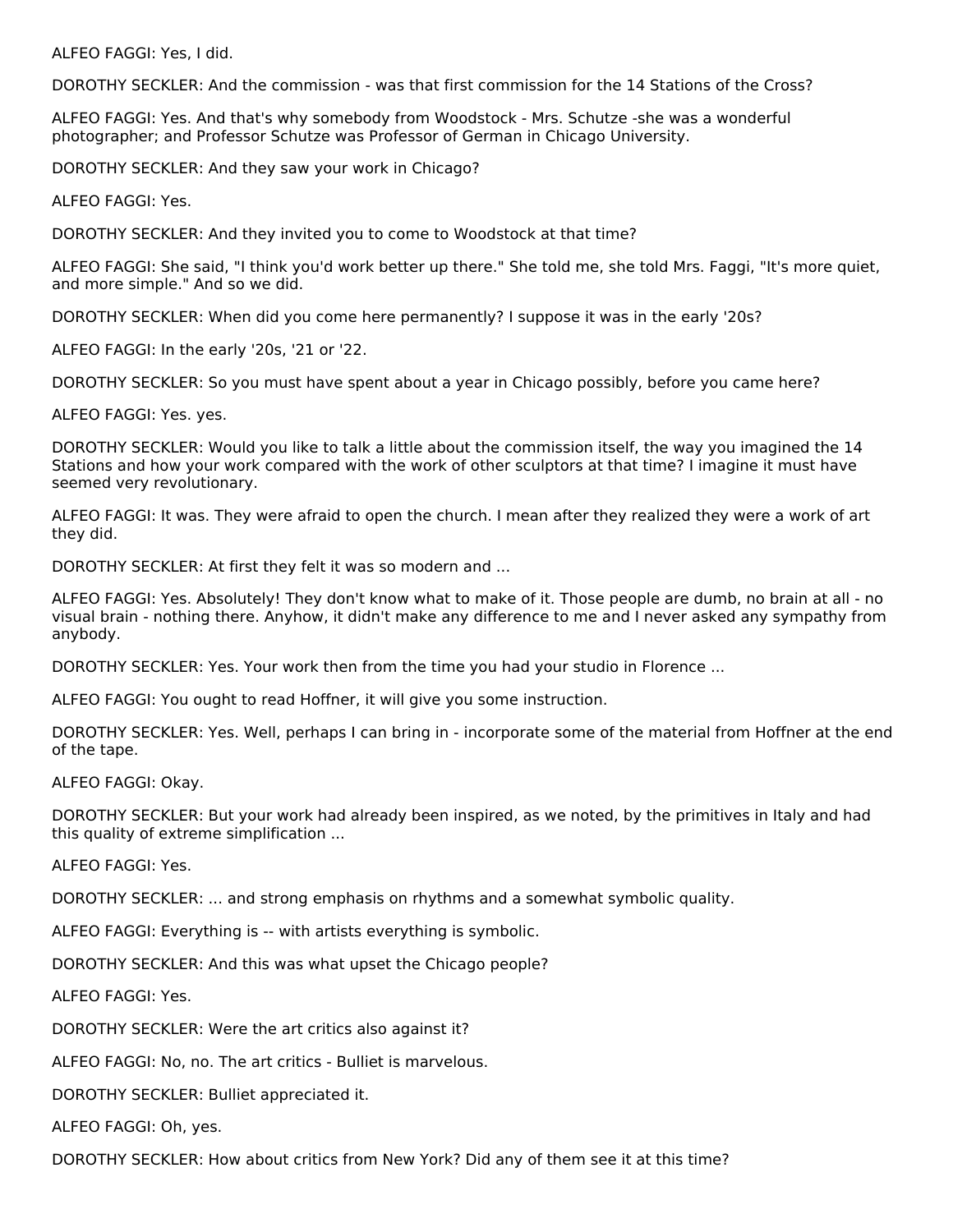ALFEO FAGGI: Yes, I did.

DOROTHY SECKLER: And the commission - was that first commission for the 14 Stations of the Cross?

ALFEO FAGGI: Yes. And that's why somebody from Woodstock - Mrs. Schutze -she was a wonderful photographer; and Professor Schutze was Professor of German in Chicago University.

DOROTHY SECKLER: And they saw your work in Chicago?

ALFEO FAGGI: Yes.

DOROTHY SECKLER: And they invited you to come to Woodstock at that time?

ALFEO FAGGI: She said, "I think you'd work better up there." She told me, she told Mrs. Faggi, "It's more quiet, and more simple." And so we did.

DOROTHY SECKLER: When did you come here permanently? I suppose it was in the early '20s?

ALFEO FAGGI: In the early '20s, '21 or '22.

DOROTHY SECKLER: So you must have spent about a year in Chicago possibly, before you came here?

ALFEO FAGGI: Yes. yes.

DOROTHY SECKLER: Would you like to talk a little about the commission itself, the way you imagined the 14 Stations and how your work compared with the work of other sculptors at that time? I imagine it must have seemed very revolutionary.

ALFEO FAGGI: It was. They were afraid to open the church. I mean after they realized they were a work of art they did.

DOROTHY SECKLER: At first they felt it was so modern and ...

ALFEO FAGGI: Yes. Absolutely! They don't know what to make of it. Those people are dumb, no brain at all - no visual brain - nothing there. Anyhow, it didn't make any difference to me and I never asked any sympathy from anybody.

DOROTHY SECKLER: Yes. Your work then from the time you had your studio in Florence ...

ALFEO FAGGI: You ought to read Hoffner, it will give you some instruction.

DOROTHY SECKLER: Yes. Well, perhaps I can bring in - incorporate some of the material from Hoffner at the end of the tape.

ALFEO FAGGI: Okay.

DOROTHY SECKLER: But your work had already been inspired, as we noted, by the primitives in Italy and had this quality of extreme simplification ...

ALFEO FAGGI: Yes.

DOROTHY SECKLER: ... and strong emphasis on rhythms and a somewhat symbolic quality.

ALFEO FAGGI: Everything is -- with artists everything is symbolic.

DOROTHY SECKLER: And this was what upset the Chicago people?

ALFEO FAGGI: Yes.

DOROTHY SECKLER: Were the art critics also against it?

ALFEO FAGGI: No, no. The art critics - Bulliet is marvelous.

DOROTHY SECKLER: Bulliet appreciated it.

ALFEO FAGGI: Oh, yes.

DOROTHY SECKLER: How about critics from New York? Did any of them see it at this time?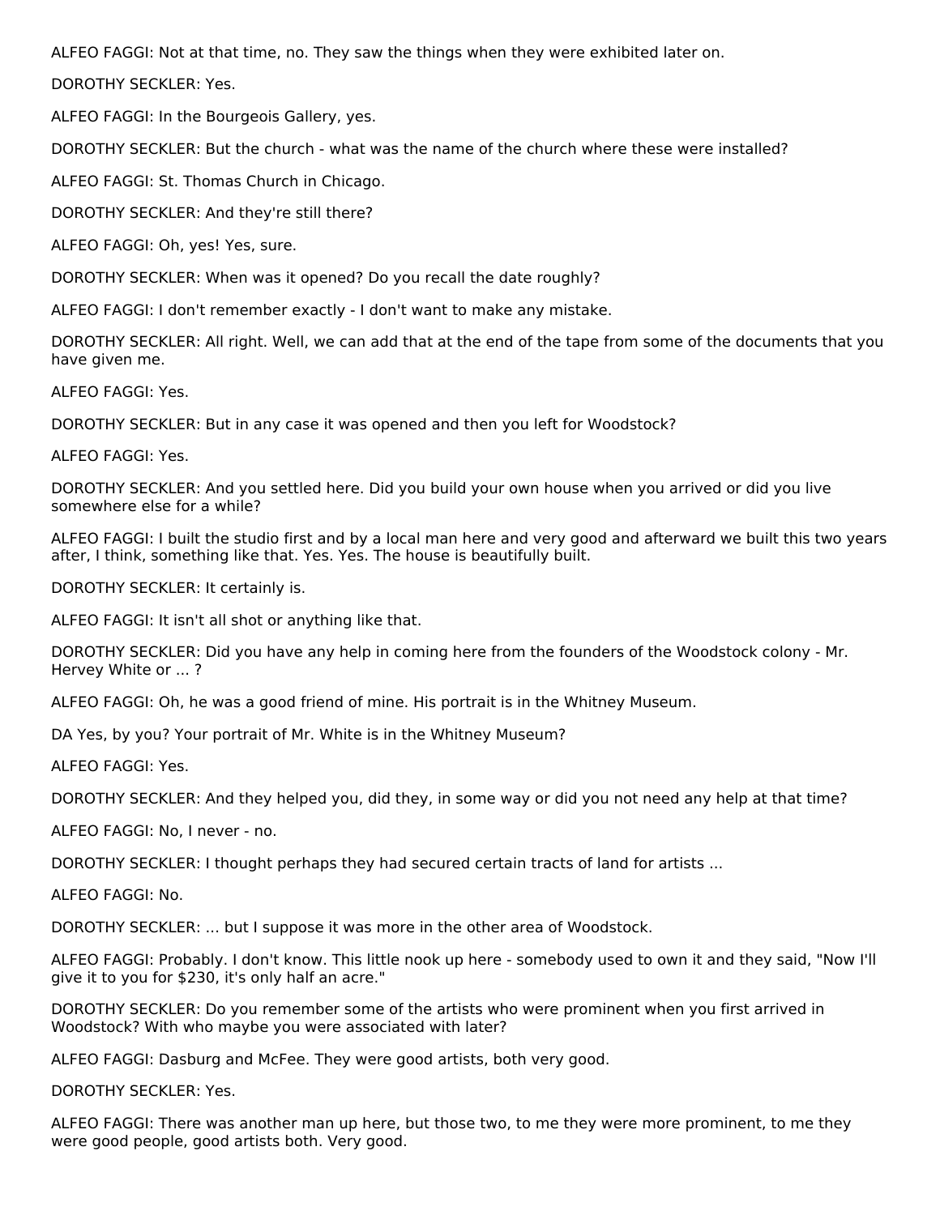ALFEO FAGGI: Not at that time, no. They saw the things when they were exhibited later on.

DOROTHY SECKLER: Yes.

ALFEO FAGGI: In the Bourgeois Gallery, yes.

DOROTHY SECKLER: But the church - what was the name of the church where these were installed?

ALFEO FAGGI: St. Thomas Church in Chicago.

DOROTHY SECKLER: And they're still there?

ALFEO FAGGI: Oh, yes! Yes, sure.

DOROTHY SECKLER: When was it opened? Do you recall the date roughly?

ALFEO FAGGI: I don't remember exactly - I don't want to make any mistake.

DOROTHY SECKLER: All right. Well, we can add that at the end of the tape from some of the documents that you have given me.

ALFEO FAGGI: Yes.

DOROTHY SECKLER: But in any case it was opened and then you left for Woodstock?

ALFEO FAGGI: Yes.

DOROTHY SECKLER: And you settled here. Did you build your own house when you arrived or did you live somewhere else for a while?

ALFEO FAGGI: I built the studio first and by a local man here and very good and afterward we built this two years after, I think, something like that. Yes. Yes. The house is beautifully built.

DOROTHY SECKLER: It certainly is.

ALFEO FAGGI: It isn't all shot or anything like that.

DOROTHY SECKLER: Did you have any help in coming here from the founders of the Woodstock colony - Mr. Hervey White or ... ?

ALFEO FAGGI: Oh, he was a good friend of mine. His portrait is in the Whitney Museum.

DA Yes, by you? Your portrait of Mr. White is in the Whitney Museum?

ALFEO FAGGI: Yes.

DOROTHY SECKLER: And they helped you, did they, in some way or did you not need any help at that time?

ALFEO FAGGI: No, I never - no.

DOROTHY SECKLER: I thought perhaps they had secured certain tracts of land for artists ...

ALFEO FAGGI: No.

DOROTHY SECKLER: ... but I suppose it was more in the other area of Woodstock.

ALFEO FAGGI: Probably. I don't know. This little nook up here - somebody used to own it and they said, "Now I'll give it to you for $230, it's only half an acre."

DOROTHY SECKLER: Do you remember some of the artists who were prominent when you first arrived in Woodstock? With who maybe you were associated with later?

ALFEO FAGGI: Dasburg and McFee. They were good artists, both very good.

DOROTHY SECKLER: Yes.

ALFEO FAGGI: There was another man up here, but those two, to me they were more prominent, to me they were good people, good artists both. Very good.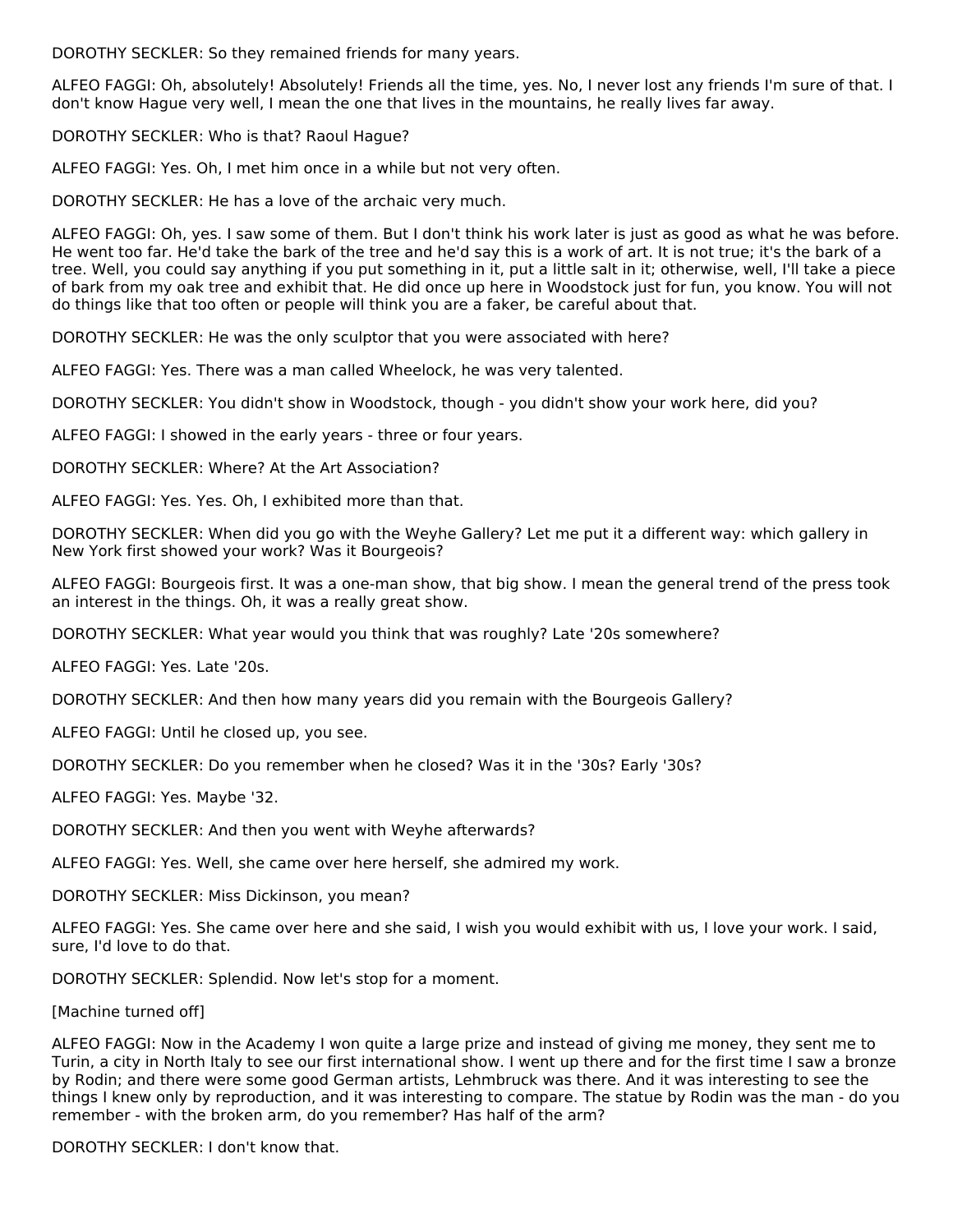DOROTHY SECKLER: So they remained friends for many years.

ALFEO FAGGI: Oh, absolutely! Absolutely! Friends all the time, yes. No, I never lost any friends I'm sure of that. I don't know Hague very well, I mean the one that lives in the mountains, he really lives far away.

DOROTHY SECKLER: Who is that? Raoul Hague?

ALFEO FAGGI: Yes. Oh, I met him once in a while but not very often.

DOROTHY SECKLER: He has a love of the archaic very much.

ALFEO FAGGI: Oh, yes. I saw some of them. But I don't think his work later is just as good as what he was before. He went too far. He'd take the bark of the tree and he'd say this is a work of art. It is not true; it's the bark of a tree. Well, you could say anything if you put something in it, put a little salt in it; otherwise, well, I'll take a piece of bark from my oak tree and exhibit that. He did once up here in Woodstock just for fun, you know. You will not do things like that too often or people will think you are a faker, be careful about that.

DOROTHY SECKLER: He was the only sculptor that you were associated with here?

ALFEO FAGGI: Yes. There was a man called Wheelock, he was very talented.

DOROTHY SECKLER: You didn't show in Woodstock, though - you didn't show your work here, did you?

ALFEO FAGGI: I showed in the early years - three or four years.

DOROTHY SECKLER: Where? At the Art Association?

ALFEO FAGGI: Yes. Yes. Oh, I exhibited more than that.

DOROTHY SECKLER: When did you go with the Weyhe Gallery? Let me put it a different way: which gallery in New York first showed your work? Was it Bourgeois?

ALFEO FAGGI: Bourgeois first. It was a one-man show, that big show. I mean the general trend of the press took an interest in the things. Oh, it was a really great show.

DOROTHY SECKLER: What year would you think that was roughly? Late '20s somewhere?

ALFEO FAGGI: Yes. Late '20s.

DOROTHY SECKLER: And then how many years did you remain with the Bourgeois Gallery?

ALFEO FAGGI: Until he closed up, you see.

DOROTHY SECKLER: Do you remember when he closed? Was it in the '30s? Early '30s?

ALFEO FAGGI: Yes. Maybe '32.

DOROTHY SECKLER: And then you went with Weyhe afterwards?

ALFEO FAGGI: Yes. Well, she came over here herself, she admired my work.

DOROTHY SECKLER: Miss Dickinson, you mean?

ALFEO FAGGI: Yes. She came over here and she said, I wish you would exhibit with us, I love your work. I said, sure, I'd love to do that.

DOROTHY SECKLER: Splendid. Now let's stop for a moment.

[Machine turned off]

ALFEO FAGGI: Now in the Academy I won quite a large prize and instead of giving me money, they sent me to Turin, a city in North Italy to see our first international show. I went up there and for the first time I saw a bronze by Rodin; and there were some good German artists, Lehmbruck was there. And it was interesting to see the things I knew only by reproduction, and it was interesting to compare. The statue by Rodin was the man - do you remember - with the broken arm, do you remember? Has half of the arm?

DOROTHY SECKLER: I don't know that.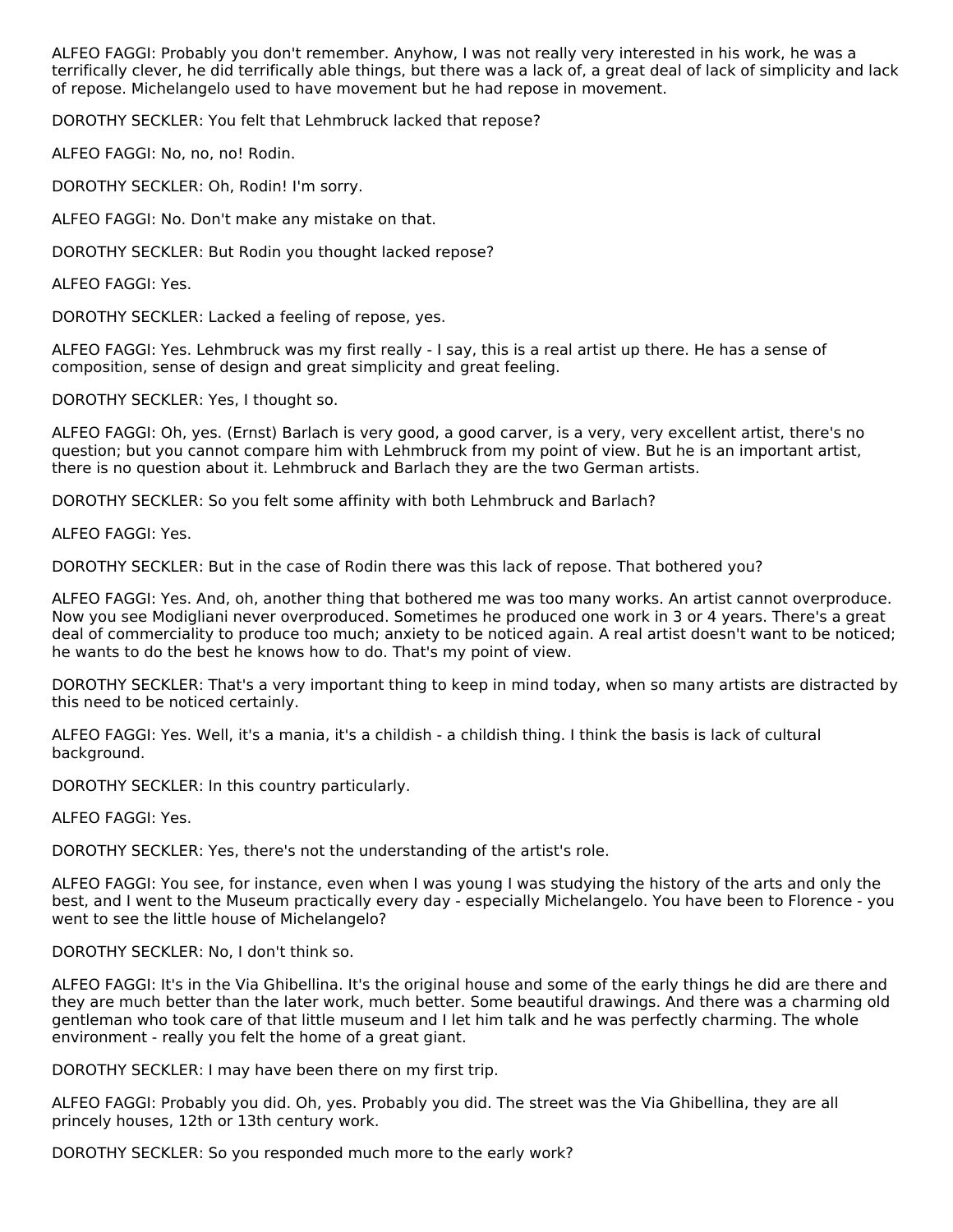ALFEO FAGGI: Probably you don't remember. Anyhow, I was not really very interested in his work, he was a terrifically clever, he did terrifically able things, but there was a lack of, a great deal of lack of simplicity and lack of repose. Michelangelo used to have movement but he had repose in movement.

DOROTHY SECKLER: You felt that Lehmbruck lacked that repose?

ALFEO FAGGI: No, no, no! Rodin.

DOROTHY SECKLER: Oh, Rodin! I'm sorry.

ALFEO FAGGI: No. Don't make any mistake on that.

DOROTHY SECKLER: But Rodin you thought lacked repose?

ALFEO FAGGI: Yes.

DOROTHY SECKLER: Lacked a feeling of repose, yes.

ALFEO FAGGI: Yes. Lehmbruck was my first really - I say, this is a real artist up there. He has a sense of composition, sense of design and great simplicity and great feeling.

DOROTHY SECKLER: Yes, I thought so.

ALFEO FAGGI: Oh, yes. (Ernst) Barlach is very good, a good carver, is a very, very excellent artist, there's no question; but you cannot compare him with Lehmbruck from my point of view. But he is an important artist, there is no question about it. Lehmbruck and Barlach they are the two German artists.

DOROTHY SECKLER: So you felt some affinity with both Lehmbruck and Barlach?

ALFEO FAGGI: Yes.

DOROTHY SECKLER: But in the case of Rodin there was this lack of repose. That bothered you?

ALFEO FAGGI: Yes. And, oh, another thing that bothered me was too many works. An artist cannot overproduce. Now you see Modigliani never overproduced. Sometimes he produced one work in 3 or 4 years. There's a great deal of commerciality to produce too much; anxiety to be noticed again. A real artist doesn't want to be noticed; he wants to do the best he knows how to do. That's my point of view.

DOROTHY SECKLER: That's a very important thing to keep in mind today, when so many artists are distracted by this need to be noticed certainly.

ALFEO FAGGI: Yes. Well, it's a mania, it's a childish - a childish thing. I think the basis is lack of cultural background.

DOROTHY SECKLER: In this country particularly.

ALFEO FAGGI: Yes.

DOROTHY SECKLER: Yes, there's not the understanding of the artist's role.

ALFEO FAGGI: You see, for instance, even when I was young I was studying the history of the arts and only the best, and I went to the Museum practically every day - especially Michelangelo. You have been to Florence - you went to see the little house of Michelangelo?

DOROTHY SECKLER: No, I don't think so.

ALFEO FAGGI: It's in the Via Ghibellina. It's the original house and some of the early things he did are there and they are much better than the later work, much better. Some beautiful drawings. And there was a charming old gentleman who took care of that little museum and I let him talk and he was perfectly charming. The whole environment - really you felt the home of a great giant.

DOROTHY SECKLER: I may have been there on my first trip.

ALFEO FAGGI: Probably you did. Oh, yes. Probably you did. The street was the Via Ghibellina, they are all princely houses, 12th or 13th century work.

DOROTHY SECKLER: So you responded much more to the early work?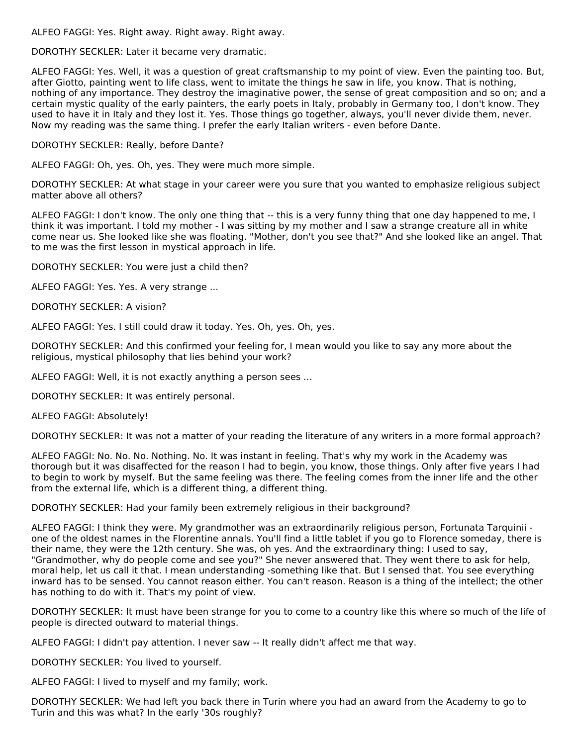ALFEO FAGGI: Yes. Right away. Right away. Right away.

DOROTHY SECKLER: Later it became very dramatic.

ALFEO FAGGI: Yes. Well, it was a question of great craftsmanship to my point of view. Even the painting too. But, after Giotto, painting went to life class, went to imitate the things he saw in life, you know. That is nothing, nothing of any importance. They destroy the imaginative power, the sense of great composition and so on; and a certain mystic quality of the early painters, the early poets in Italy, probably in Germany too, I don't know. They used to have it in Italy and they lost it. Yes. Those things go together, always, you'll never divide them, never. Now my reading was the same thing. I prefer the early Italian writers - even before Dante.

DOROTHY SECKLER: Really, before Dante?

ALFEO FAGGI: Oh, yes. Oh, yes. They were much more simple.

DOROTHY SECKLER: At what stage in your career were you sure that you wanted to emphasize religious subject matter above all others?

ALFEO FAGGI: I don't know. The only one thing that -- this is a very funny thing that one day happened to me, I think it was important. I told my mother - I was sitting by my mother and I saw a strange creature all in white come near us. She looked like she was floating. "Mother, don't you see that?" And she looked like an angel. That to me was the first lesson in mystical approach in life.

DOROTHY SECKLER: You were just a child then?

ALFEO FAGGI: Yes. Yes. A very strange ...

DOROTHY SECKLER: A vision?

ALFEO FAGGI: Yes. I still could draw it today. Yes. Oh, yes. Oh, yes.

DOROTHY SECKLER: And this confirmed your feeling for, I mean would you like to say any more about the religious, mystical philosophy that lies behind your work?

ALFEO FAGGI: Well, it is not exactly anything a person sees ...

DOROTHY SECKLER: It was entirely personal.

ALFEO FAGGI: Absolutely!

DOROTHY SECKLER: It was not a matter of your reading the literature of any writers in a more formal approach?

ALFEO FAGGI: No. No. No. Nothing. No. It was instant in feeling. That's why my work in the Academy was thorough but it was disaffected for the reason I had to begin, you know, those things. Only after five years I had to begin to work by myself. But the same feeling was there. The feeling comes from the inner life and the other from the external life, which is a different thing, a different thing.

DOROTHY SECKLER: Had your family been extremely religious in their background?

ALFEO FAGGI: I think they were. My grandmother was an extraordinarily religious person, Fortunata Tarquinii - one of the oldest names in the Florentine annals. You'll find a little tablet if you go to Florence someday, there is their name, they were the 12th century. She was, oh yes. And the extraordinary thing: I used to say, "Grandmother, why do people come and see you?" She never answered that. They went there to ask for help, moral help, let us call it that. I mean understanding -something like that. But I sensed that. You see everything inward has to be sensed. You cannot reason either. You can't reason. Reason is a thing of the intellect; the other has nothing to do with it. That's my point of view.

DOROTHY SECKLER: It must have been strange for you to come to a country like this where so much of the life of people is directed outward to material things.

ALFEO FAGGI: I didn't pay attention. I never saw -- It really didn't affect me that way.

DOROTHY SECKLER: You lived to yourself.

ALFEO FAGGI: I lived to myself and my family; work.

DOROTHY SECKLER: We had left you back there in Turin where you had an award from the Academy to go to Turin and this was what? In the early '30s roughly?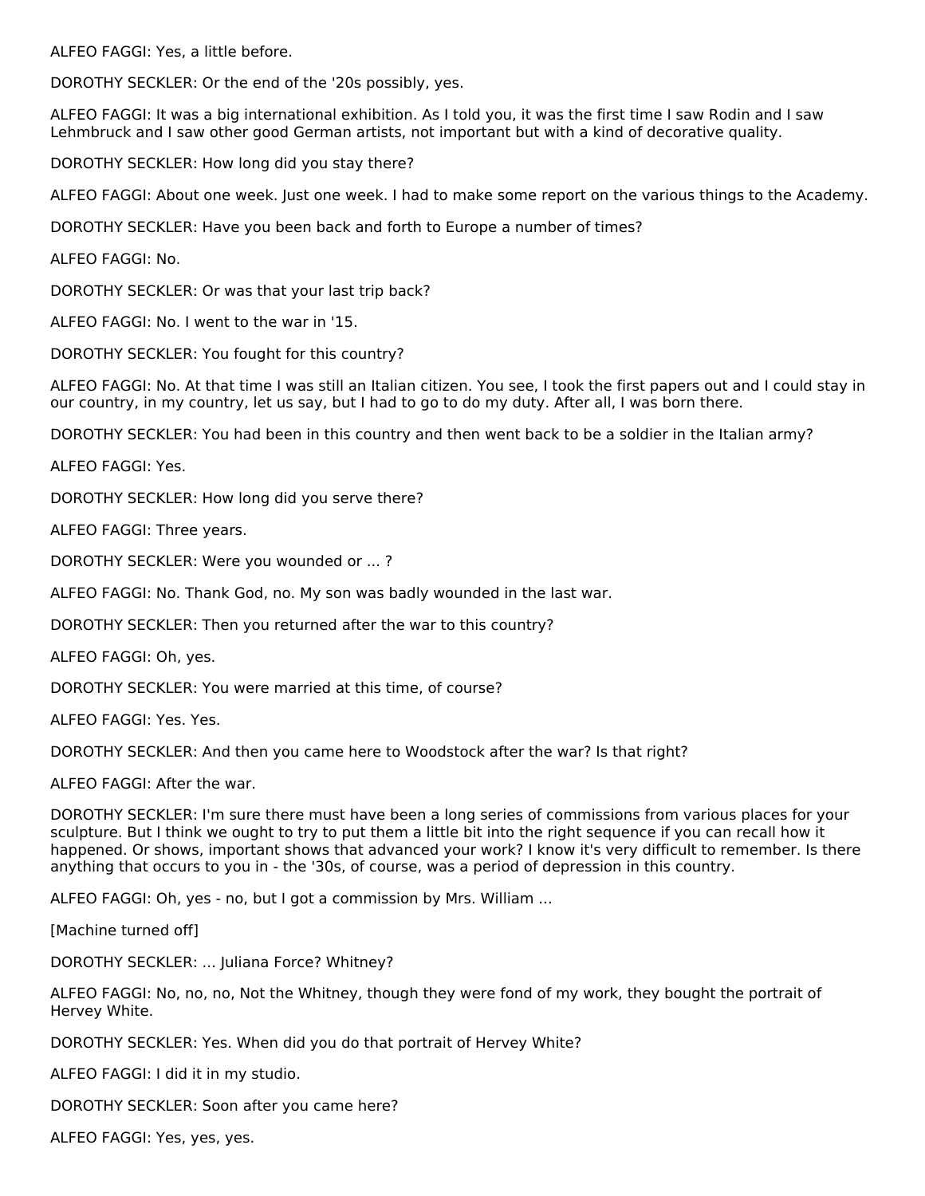ALFEO FAGGI: Yes, a little before.

DOROTHY SECKLER: Or the end of the '20s possibly, yes.

ALFEO FAGGI: It was a big international exhibition. As I told you, it was the first time I saw Rodin and I saw Lehmbruck and I saw other good German artists, not important but with a kind of decorative quality.

DOROTHY SECKLER: How long did you stay there?

ALFEO FAGGI: About one week. Just one week. I had to make some report on the various things to the Academy.

DOROTHY SECKLER: Have you been back and forth to Europe a number of times?

ALFEO FAGGI: No.

DOROTHY SECKLER: Or was that your last trip back?

ALFEO FAGGI: No. I went to the war in '15.

DOROTHY SECKLER: You fought for this country?

ALFEO FAGGI: No. At that time I was still an Italian citizen. You see, I took the first papers out and I could stay in our country, in my country, let us say, but I had to go to do my duty. After all, I was born there.

DOROTHY SECKLER: You had been in this country and then went back to be a soldier in the Italian army?

ALFEO FAGGI: Yes.

DOROTHY SECKLER: How long did you serve there?

ALFEO FAGGI: Three years.

DOROTHY SECKLER: Were you wounded or ... ?

ALFEO FAGGI: No. Thank God, no. My son was badly wounded in the last war.

DOROTHY SECKLER: Then you returned after the war to this country?

ALFEO FAGGI: Oh, yes.

DOROTHY SECKLER: You were married at this time, of course?

ALFEO FAGGI: Yes. Yes.

DOROTHY SECKLER: And then you came here to Woodstock after the war? Is that right?

ALFEO FAGGI: After the war.

DOROTHY SECKLER: I'm sure there must have been a long series of commissions from various places for your sculpture. But I think we ought to try to put them a little bit into the right sequence if you can recall how it happened. Or shows, important shows that advanced your work? I know it's very difficult to remember. Is there anything that occurs to you in - the '30s, of course, was a period of depression in this country.

ALFEO FAGGI: Oh, yes - no, but I got a commission by Mrs. William ...

[Machine turned off]

DOROTHY SECKLER: ... Juliana Force? Whitney?

ALFEO FAGGI: No, no, no, Not the Whitney, though they were fond of my work, they bought the portrait of Hervey White.

DOROTHY SECKLER: Yes. When did you do that portrait of Hervey White?

ALFEO FAGGI: I did it in my studio.

DOROTHY SECKLER: Soon after you came here?

ALFEO FAGGI: Yes, yes, yes.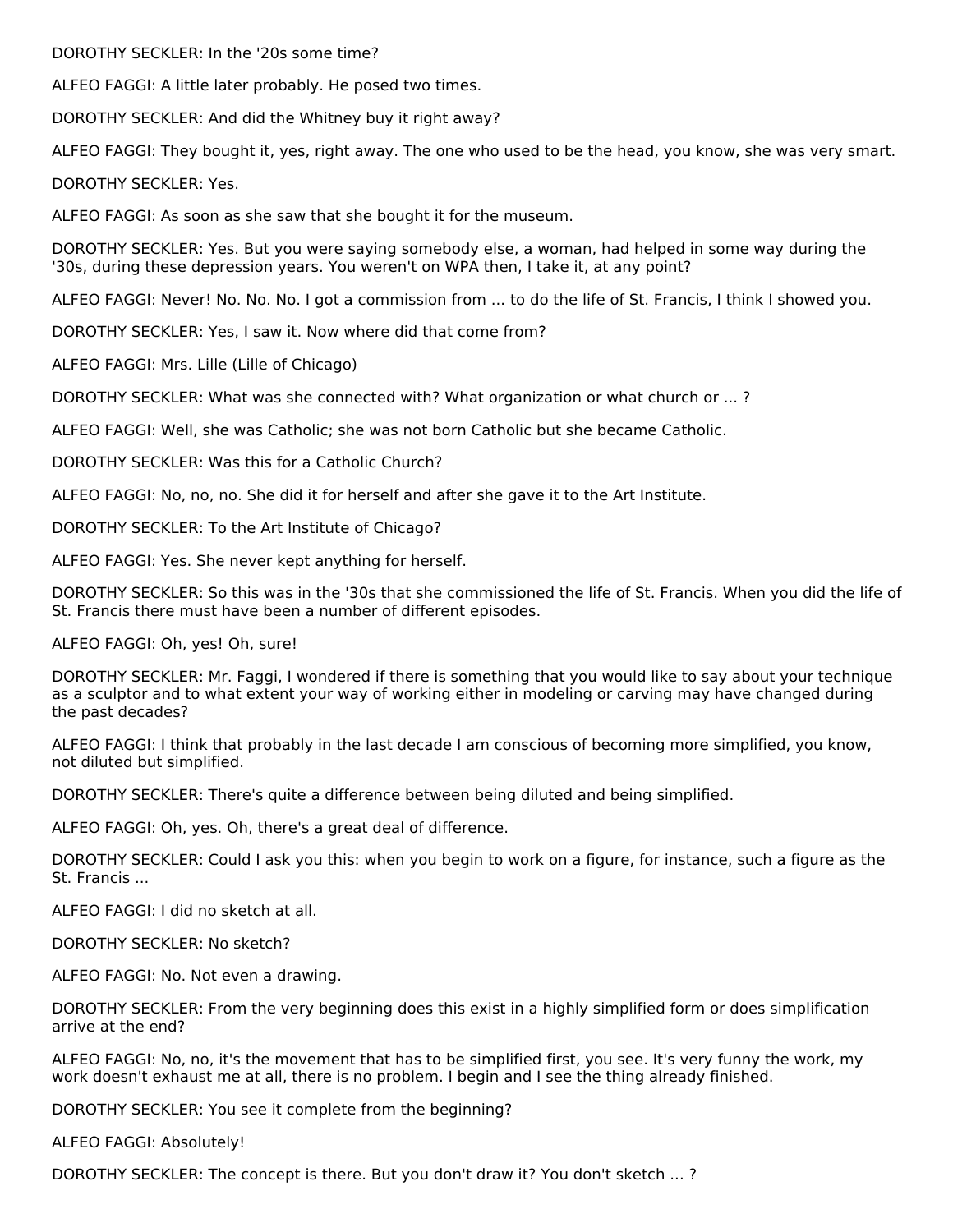DOROTHY SECKLER: In the '20s some time?

ALFEO FAGGI: A little later probably. He posed two times.

DOROTHY SECKLER: And did the Whitney buy it right away?

ALFEO FAGGI: They bought it, yes, right away. The one who used to be the head, you know, she was very smart.

DOROTHY SECKLER: Yes.

ALFEO FAGGI: As soon as she saw that she bought it for the museum.

DOROTHY SECKLER: Yes. But you were saying somebody else, a woman, had helped in some way during the '30s, during these depression years. You weren't on WPA then, I take it, at any point?

ALFEO FAGGI: Never! No. No. No. I got a commission from ... to do the life of St. Francis, I think I showed you.

DOROTHY SECKLER: Yes, I saw it. Now where did that come from?

ALFEO FAGGI: Mrs. Lille (Lille of Chicago)

DOROTHY SECKLER: What was she connected with? What organization or what church or ... ?

ALFEO FAGGI: Well, she was Catholic; she was not born Catholic but she became Catholic.

DOROTHY SECKLER: Was this for a Catholic Church?

ALFEO FAGGI: No, no, no. She did it for herself and after she gave it to the Art Institute.

DOROTHY SECKLER: To the Art Institute of Chicago?

ALFEO FAGGI: Yes. She never kept anything for herself.

DOROTHY SECKLER: So this was in the '30s that she commissioned the life of St. Francis. When you did the life of St. Francis there must have been a number of different episodes.

ALFEO FAGGI: Oh, yes! Oh, sure!

DOROTHY SECKLER: Mr. Faggi, I wondered if there is something that you would like to say about your technique as a sculptor and to what extent your way of working either in modeling or carving may have changed during the past decades?

ALFEO FAGGI: I think that probably in the last decade I am conscious of becoming more simplified, you know, not diluted but simplified.

DOROTHY SECKLER: There's quite a difference between being diluted and being simplified.

ALFEO FAGGI: Oh, yes. Oh, there's a great deal of difference.

DOROTHY SECKLER: Could I ask you this: when you begin to work on a figure, for instance, such a figure as the St. Francis ...

ALFEO FAGGI: I did no sketch at all.

DOROTHY SECKLER: No sketch?

ALFEO FAGGI: No. Not even a drawing.

DOROTHY SECKLER: From the very beginning does this exist in a highly simplified form or does simplification arrive at the end?

ALFEO FAGGI: No, no, it's the movement that has to be simplified first, you see. It's very funny the work, my work doesn't exhaust me at all, there is no problem. I begin and I see the thing already finished.

DOROTHY SECKLER: You see it complete from the beginning?

ALFEO FAGGI: Absolutely!

DOROTHY SECKLER: The concept is there. But you don't draw it? You don't sketch ... ?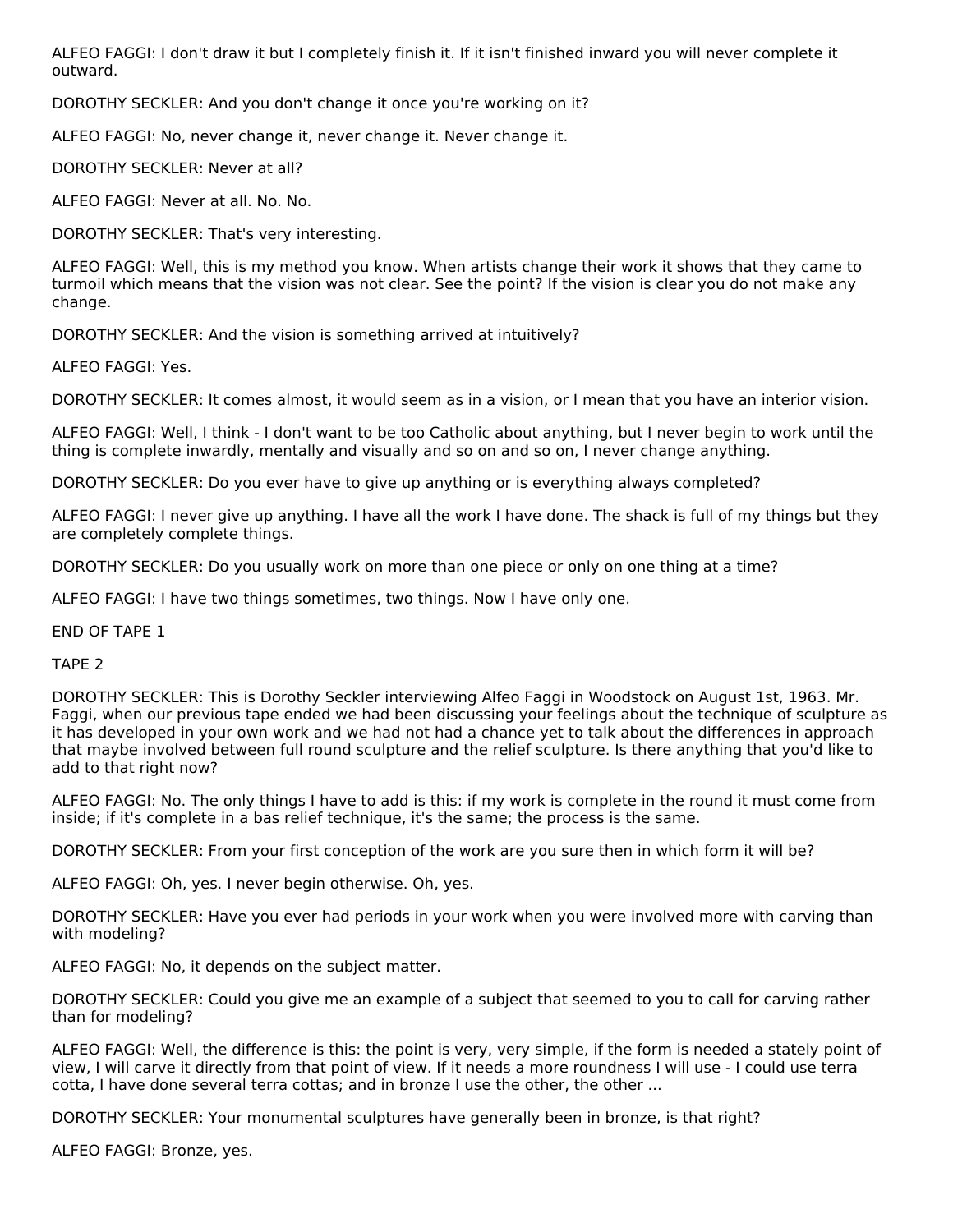ALFEO FAGGI: I don't draw it but I completely finish it. If it isn't finished inward you will never complete it outward.

DOROTHY SECKLER: And you don't change it once you're working on it?

ALFEO FAGGI: No, never change it, never change it. Never change it.

DOROTHY SECKLER: Never at all?

ALFEO FAGGI: Never at all. No. No.

DOROTHY SECKLER: That's very interesting.

ALFEO FAGGI: Well, this is my method you know. When artists change their work it shows that they came to turmoil which means that the vision was not clear. See the point? If the vision is clear you do not make any change.

DOROTHY SECKLER: And the vision is something arrived at intuitively?

ALFEO FAGGI: Yes.

DOROTHY SECKLER: It comes almost, it would seem as in a vision, or I mean that you have an interior vision.

ALFEO FAGGI: Well, I think - I don't want to be too Catholic about anything, but I never begin to work until the thing is complete inwardly, mentally and visually and so on and so on, I never change anything.

DOROTHY SECKLER: Do you ever have to give up anything or is everything always completed?

ALFEO FAGGI: I never give up anything. I have all the work I have done. The shack is full of my things but they are completely complete things.

DOROTHY SECKLER: Do you usually work on more than one piece or only on one thing at a time?

ALFEO FAGGI: I have two things sometimes, two things. Now I have only one.

END OF TAPE 1

TAPE 2

DOROTHY SECKLER: This is Dorothy Seckler interviewing Alfeo Faggi in Woodstock on August 1st, 1963. Mr. Faggi, when our previous tape ended we had been discussing your feelings about the technique of sculpture as it has developed in your own work and we had not had a chance yet to talk about the differences in approach that maybe involved between full round sculpture and the relief sculpture. Is there anything that you'd like to add to that right now?

ALFEO FAGGI: No. The only things I have to add is this: if my work is complete in the round it must come from inside; if it's complete in a bas relief technique, it's the same; the process is the same.

DOROTHY SECKLER: From your first conception of the work are you sure then in which form it will be?

ALFEO FAGGI: Oh, yes. I never begin otherwise. Oh, yes.

DOROTHY SECKLER: Have you ever had periods in your work when you were involved more with carving than with modeling?

ALFEO FAGGI: No, it depends on the subject matter.

DOROTHY SECKLER: Could you give me an example of a subject that seemed to you to call for carving rather than for modeling?

ALFEO FAGGI: Well, the difference is this: the point is very, very simple, if the form is needed a stately point of view, I will carve it directly from that point of view. If it needs a more roundness I will use - I could use terra cotta, I have done several terra cottas; and in bronze I use the other, the other ...

DOROTHY SECKLER: Your monumental sculptures have generally been in bronze, is that right?

ALFEO FAGGI: Bronze, yes.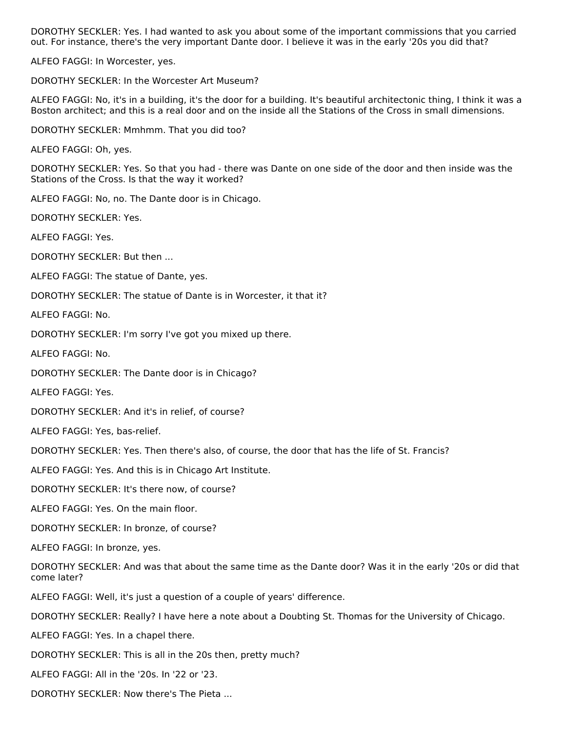DOROTHY SECKLER: Yes. I had wanted to ask you about some of the important commissions that you carried out. For instance, there's the very important Dante door. I believe it was in the early '20s you did that?

ALFEO FAGGI: In Worcester, yes.

DOROTHY SECKLER: In the Worcester Art Museum?

ALFEO FAGGI: No, it's in a building, it's the door for a building. It's beautiful architectonic thing, I think it was a Boston architect; and this is a real door and on the inside all the Stations of the Cross in small dimensions.

DOROTHY SECKLER: Mmhmm. That you did too?

ALFEO FAGGI: Oh, yes.

DOROTHY SECKLER: Yes. So that you had - there was Dante on one side of the door and then inside was the Stations of the Cross. Is that the way it worked?

ALFEO FAGGI: No, no. The Dante door is in Chicago.

DOROTHY SECKLER: Yes.

ALFEO FAGGI: Yes.

DOROTHY SECKLER: But then ...

ALFEO FAGGI: The statue of Dante, yes.

DOROTHY SECKLER: The statue of Dante is in Worcester, it that it?

ALFEO FAGGI: No.

DOROTHY SECKLER: I'm sorry I've got you mixed up there.

ALFEO FAGGI: No.

DOROTHY SECKLER: The Dante door is in Chicago?

ALFEO FAGGI: Yes.

DOROTHY SECKLER: And it's in relief, of course?

ALFEO FAGGI: Yes, bas-relief.

DOROTHY SECKLER: Yes. Then there's also, of course, the door that has the life of St. Francis?

ALFEO FAGGI: Yes. And this is in Chicago Art Institute.

DOROTHY SECKLER: It's there now, of course?

ALFEO FAGGI: Yes. On the main floor.

DOROTHY SECKLER: In bronze, of course?

ALFEO FAGGI: In bronze, yes.

DOROTHY SECKLER: And was that about the same time as the Dante door? Was it in the early '20s or did that come later?

ALFEO FAGGI: Well, it's just a question of a couple of years' difference.

DOROTHY SECKLER: Really? I have here a note about a Doubting St. Thomas for the University of Chicago.

ALFEO FAGGI: Yes. In a chapel there.

DOROTHY SECKLER: This is all in the 20s then, pretty much?

ALFEO FAGGI: All in the '20s. In '22 or '23.

DOROTHY SECKLER: Now there's The Pieta ...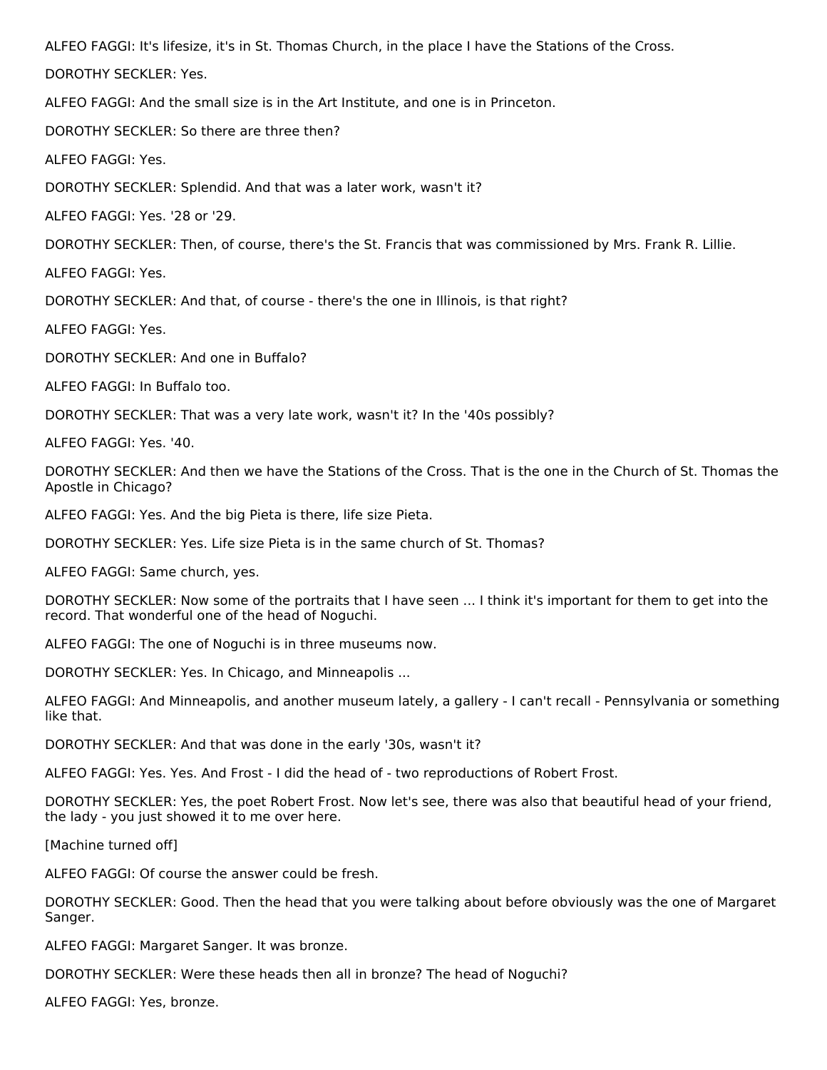ALFEO FAGGI: It's lifesize, it's in St. Thomas Church, in the place I have the Stations of the Cross.

DOROTHY SECKLER: Yes.

ALFEO FAGGI: And the small size is in the Art Institute, and one is in Princeton.

DOROTHY SECKLER: So there are three then?

ALFEO FAGGI: Yes.

DOROTHY SECKLER: Splendid. And that was a later work, wasn't it?

ALFEO FAGGI: Yes. '28 or '29.

DOROTHY SECKLER: Then, of course, there's the St. Francis that was commissioned by Mrs. Frank R. Lillie.

ALFEO FAGGI: Yes.

DOROTHY SECKLER: And that, of course - there's the one in Illinois, is that right?

ALFEO FAGGI: Yes.

DOROTHY SECKLER: And one in Buffalo?

ALFEO FAGGI: In Buffalo too.

DOROTHY SECKLER: That was a very late work, wasn't it? In the '40s possibly?

ALFEO FAGGI: Yes. '40.

DOROTHY SECKLER: And then we have the Stations of the Cross. That is the one in the Church of St. Thomas the Apostle in Chicago?

ALFEO FAGGI: Yes. And the big Pieta is there, life size Pieta.

DOROTHY SECKLER: Yes. Life size Pieta is in the same church of St. Thomas?

ALFEO FAGGI: Same church, yes.

DOROTHY SECKLER: Now some of the portraits that I have seen ... I think it's important for them to get into the record. That wonderful one of the head of Noguchi.

ALFEO FAGGI: The one of Noguchi is in three museums now.

DOROTHY SECKLER: Yes. In Chicago, and Minneapolis ...

ALFEO FAGGI: And Minneapolis, and another museum lately, a gallery - I can't recall - Pennsylvania or something like that.

DOROTHY SECKLER: And that was done in the early '30s, wasn't it?

ALFEO FAGGI: Yes. Yes. And Frost - I did the head of - two reproductions of Robert Frost.

DOROTHY SECKLER: Yes, the poet Robert Frost. Now let's see, there was also that beautiful head of your friend, the lady - you just showed it to me over here.

[Machine turned off]

ALFEO FAGGI: Of course the answer could be fresh.

DOROTHY SECKLER: Good. Then the head that you were talking about before obviously was the one of Margaret Sanger.

ALFEO FAGGI: Margaret Sanger. It was bronze.

DOROTHY SECKLER: Were these heads then all in bronze? The head of Noguchi?

ALFEO FAGGI: Yes, bronze.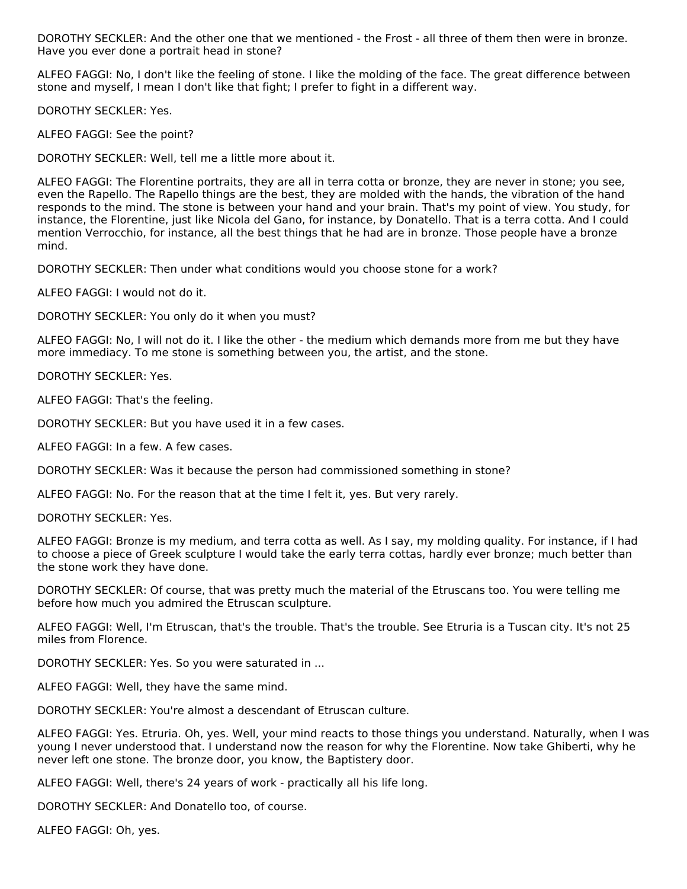DOROTHY SECKLER: And the other one that we mentioned - the Frost - all three of them then were in bronze. Have you ever done a portrait head in stone?

ALFEO FAGGI: No, I don't like the feeling of stone. I like the molding of the face. The great difference between stone and myself, I mean I don't like that fight; I prefer to fight in a different way.

DOROTHY SECKLER: Yes.

ALFEO FAGGI: See the point?

DOROTHY SECKLER: Well, tell me a little more about it.

ALFEO FAGGI: The Florentine portraits, they are all in terra cotta or bronze, they are never in stone; you see, even the Rapello. The Rapello things are the best, they are molded with the hands, the vibration of the hand responds to the mind. The stone is between your hand and your brain. That's my point of view. You study, for instance, the Florentine, just like Nicola del Gano, for instance, by Donatello. That is a terra cotta. And I could mention Verrocchio, for instance, all the best things that he had are in bronze. Those people have a bronze mind.

DOROTHY SECKLER: Then under what conditions would you choose stone for a work?

ALFEO FAGGI: I would not do it.

DOROTHY SECKLER: You only do it when you must?

ALFEO FAGGI: No, I will not do it. I like the other - the medium which demands more from me but they have more immediacy. To me stone is something between you, the artist, and the stone.

DOROTHY SECKLER: Yes.

ALFEO FAGGI: That's the feeling.

DOROTHY SECKLER: But you have used it in a few cases.

ALFEO FAGGI: In a few. A few cases.

DOROTHY SECKLER: Was it because the person had commissioned something in stone?

ALFEO FAGGI: No. For the reason that at the time I felt it, yes. But very rarely.

DOROTHY SECKLER: Yes.

ALFEO FAGGI: Bronze is my medium, and terra cotta as well. As I say, my molding quality. For instance, if I had to choose a piece of Greek sculpture I would take the early terra cottas, hardly ever bronze; much better than the stone work they have done.

DOROTHY SECKLER: Of course, that was pretty much the material of the Etruscans too. You were telling me before how much you admired the Etruscan sculpture.

ALFEO FAGGI: Well, I'm Etruscan, that's the trouble. That's the trouble. See Etruria is a Tuscan city. It's not 25 miles from Florence.

DOROTHY SECKLER: Yes. So you were saturated in ...

ALFEO FAGGI: Well, they have the same mind.

DOROTHY SECKLER: You're almost a descendant of Etruscan culture.

ALFEO FAGGI: Yes. Etruria. Oh, yes. Well, your mind reacts to those things you understand. Naturally, when I was young I never understood that. I understand now the reason for why the Florentine. Now take Ghiberti, why he never left one stone. The bronze door, you know, the Baptistery door.

ALFEO FAGGI: Well, there's 24 years of work - practically all his life long.

DOROTHY SECKLER: And Donatello too, of course.

ALFEO FAGGI: Oh, yes.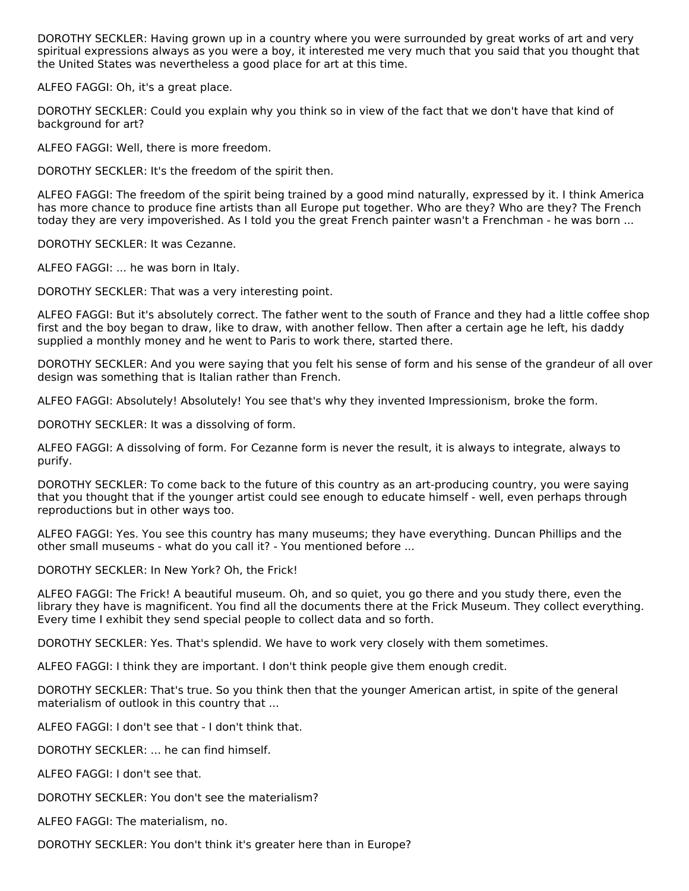DOROTHY SECKLER: Having grown up in a country where you were surrounded by great works of art and very spiritual expressions always as you were a boy, it interested me very much that you said that you thought that the United States was nevertheless a good place for art at this time.

ALFEO FAGGI: Oh, it's a great place.

DOROTHY SECKLER: Could you explain why you think so in view of the fact that we don't have that kind of background for art?

ALFEO FAGGI: Well, there is more freedom.

DOROTHY SECKLER: It's the freedom of the spirit then.

ALFEO FAGGI: The freedom of the spirit being trained by a good mind naturally, expressed by it. I think America has more chance to produce fine artists than all Europe put together. Who are they? Who are they? The French today they are very impoverished. As I told you the great French painter wasn't a Frenchman - he was born ...

DOROTHY SECKLER: It was Cezanne.

ALFEO FAGGI: ... he was born in Italy.

DOROTHY SECKLER: That was a very interesting point.

ALFEO FAGGI: But it's absolutely correct. The father went to the south of France and they had a little coffee shop first and the boy began to draw, like to draw, with another fellow. Then after a certain age he left, his daddy supplied a monthly money and he went to Paris to work there, started there.

DOROTHY SECKLER: And you were saying that you felt his sense of form and his sense of the grandeur of all over design was something that is Italian rather than French.

ALFEO FAGGI: Absolutely! Absolutely! You see that's why they invented Impressionism, broke the form.

DOROTHY SECKLER: It was a dissolving of form.

ALFEO FAGGI: A dissolving of form. For Cezanne form is never the result, it is always to integrate, always to purify.

DOROTHY SECKLER: To come back to the future of this country as an art-producing country, you were saying that you thought that if the younger artist could see enough to educate himself - well, even perhaps through reproductions but in other ways too.

ALFEO FAGGI: Yes. You see this country has many museums; they have everything. Duncan Phillips and the other small museums - what do you call it? - You mentioned before ...

DOROTHY SECKLER: In New York? Oh, the Frick!

ALFEO FAGGI: The Frick! A beautiful museum. Oh, and so quiet, you go there and you study there, even the library they have is magnificent. You find all the documents there at the Frick Museum. They collect everything. Every time I exhibit they send special people to collect data and so forth.

DOROTHY SECKLER: Yes. That's splendid. We have to work very closely with them sometimes.

ALFEO FAGGI: I think they are important. I don't think people give them enough credit.

DOROTHY SECKLER: That's true. So you think then that the younger American artist, in spite of the general materialism of outlook in this country that ...

ALFEO FAGGI: I don't see that - I don't think that.

DOROTHY SECKLER: ... he can find himself.

ALFEO FAGGI: I don't see that.

DOROTHY SECKLER: You don't see the materialism?

ALFEO FAGGI: The materialism, no.

DOROTHY SECKLER: You don't think it's greater here than in Europe?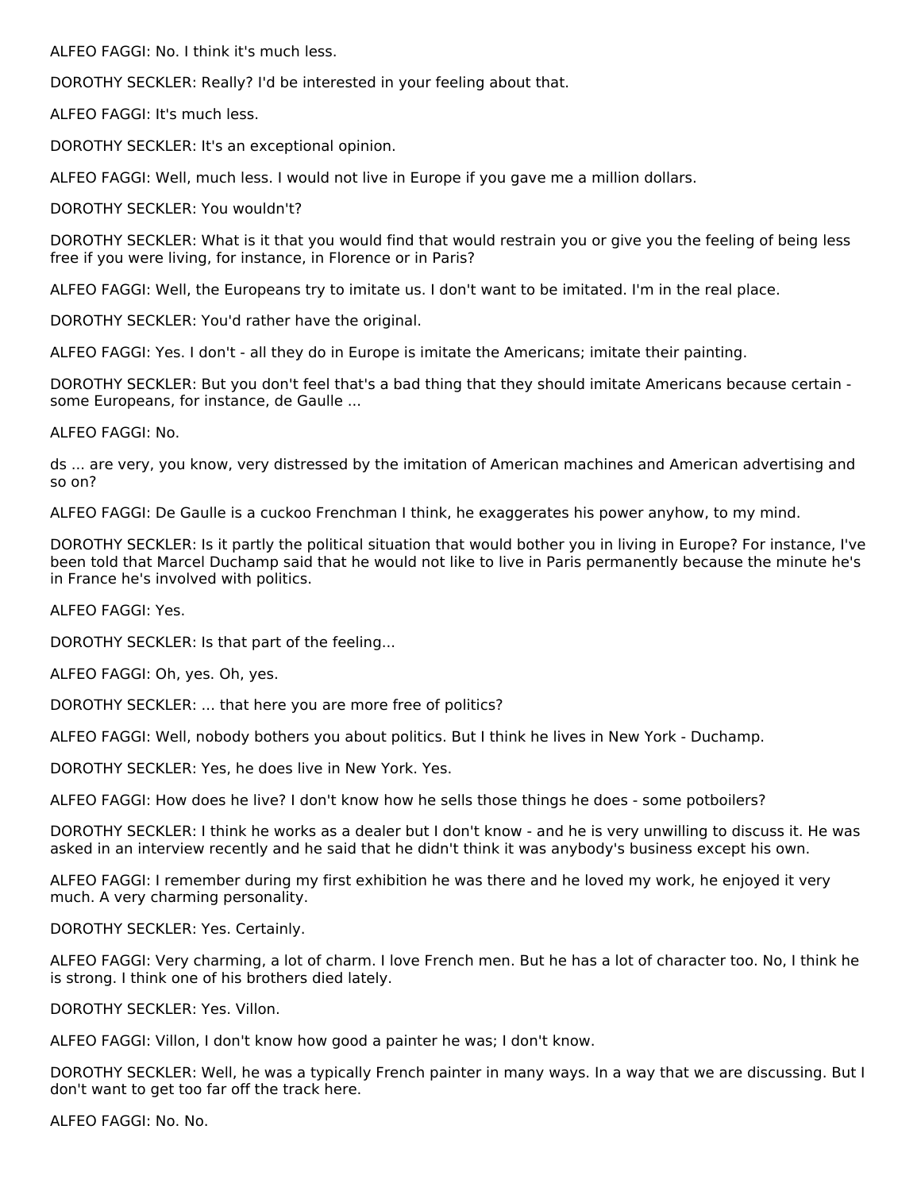ALFEO FAGGI: No. I think it's much less.

DOROTHY SECKLER: Really? I'd be interested in your feeling about that.

ALFEO FAGGI: It's much less.

DOROTHY SECKLER: It's an exceptional opinion.

ALFEO FAGGI: Well, much less. I would not live in Europe if you gave me a million dollars.

DOROTHY SECKLER: You wouldn't?

DOROTHY SECKLER: What is it that you would find that would restrain you or give you the feeling of being less free if you were living, for instance, in Florence or in Paris?

ALFEO FAGGI: Well, the Europeans try to imitate us. I don't want to be imitated. I'm in the real place.

DOROTHY SECKLER: You'd rather have the original.

ALFEO FAGGI: Yes. I don't - all they do in Europe is imitate the Americans; imitate their painting.

DOROTHY SECKLER: But you don't feel that's a bad thing that they should imitate Americans because certain - some Europeans, for instance, de Gaulle ...

ALFEO FAGGI: No.

ds ... are very, you know, very distressed by the imitation of American machines and American advertising and so on?

ALFEO FAGGI: De Gaulle is a cuckoo Frenchman I think, he exaggerates his power anyhow, to my mind.

DOROTHY SECKLER: Is it partly the political situation that would bother you in living in Europe? For instance, I've been told that Marcel Duchamp said that he would not like to live in Paris permanently because the minute he's in France he's involved with politics.

ALFEO FAGGI: Yes.

DOROTHY SECKLER: Is that part of the feeling...

ALFEO FAGGI: Oh, yes. Oh, yes.

DOROTHY SECKLER: ... that here you are more free of politics?

ALFEO FAGGI: Well, nobody bothers you about politics. But I think he lives in New York - Duchamp.

DOROTHY SECKLER: Yes, he does live in New York. Yes.

ALFEO FAGGI: How does he live? I don't know how he sells those things he does - some potboilers?

DOROTHY SECKLER: I think he works as a dealer but I don't know - and he is very unwilling to discuss it. He was asked in an interview recently and he said that he didn't think it was anybody's business except his own.

ALFEO FAGGI: I remember during my first exhibition he was there and he loved my work, he enjoyed it very much. A very charming personality.

DOROTHY SECKLER: Yes. Certainly.

ALFEO FAGGI: Very charming, a lot of charm. I love French men. But he has a lot of character too. No, I think he is strong. I think one of his brothers died lately.

DOROTHY SECKLER: Yes. Villon.

ALFEO FAGGI: Villon, I don't know how good a painter he was; I don't know.

DOROTHY SECKLER: Well, he was a typically French painter in many ways. In a way that we are discussing. But I don't want to get too far off the track here.

ALFEO FAGGI: No. No.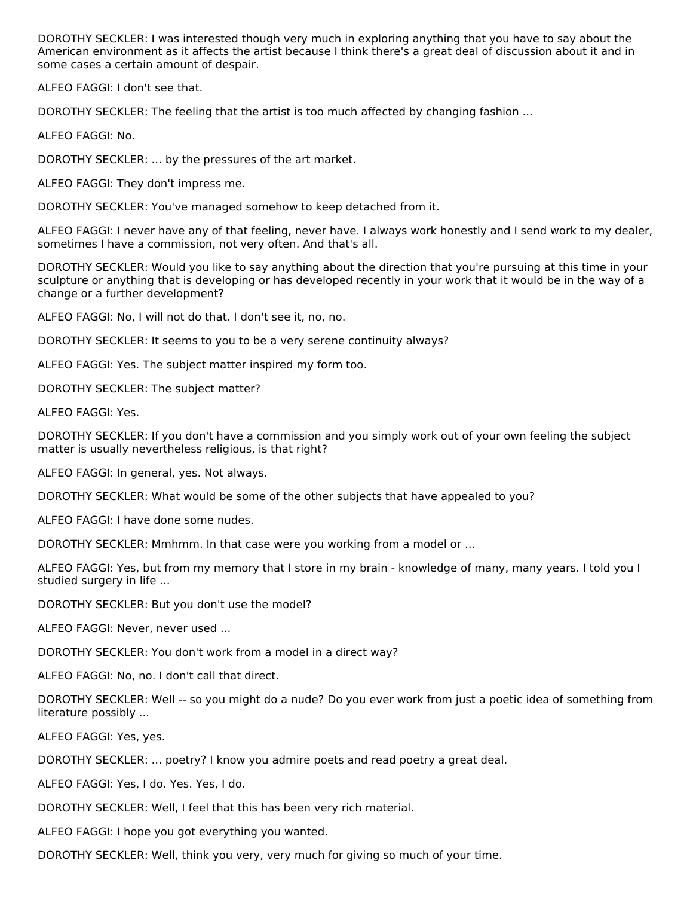DOROTHY SECKLER: I was interested though very much in exploring anything that you have to say about the American environment as it affects the artist because I think there's a great deal of discussion about it and in some cases a certain amount of despair.

ALFEO FAGGI: I don't see that.

DOROTHY SECKLER: The feeling that the artist is too much affected by changing fashion ...

ALFEO FAGGI: No.

DOROTHY SECKLER: ... by the pressures of the art market.

ALFEO FAGGI: They don't impress me.

DOROTHY SECKLER: You've managed somehow to keep detached from it.

ALFEO FAGGI: I never have any of that feeling, never have. I always work honestly and I send work to my dealer, sometimes I have a commission, not very often. And that's all.

DOROTHY SECKLER: Would you like to say anything about the direction that you're pursuing at this time in your sculpture or anything that is developing or has developed recently in your work that it would be in the way of a change or a further development?

ALFEO FAGGI: No, I will not do that. I don't see it, no, no.

DOROTHY SECKLER: It seems to you to be a very serene continuity always?

ALFEO FAGGI: Yes. The subject matter inspired my form too.

DOROTHY SECKLER: The subject matter?

ALFEO FAGGI: Yes.

DOROTHY SECKLER: If you don't have a commission and you simply work out of your own feeling the subject matter is usually nevertheless religious, is that right?

ALFEO FAGGI: In general, yes. Not always.

DOROTHY SECKLER: What would be some of the other subjects that have appealed to you?

ALFEO FAGGI: I have done some nudes.

DOROTHY SECKLER: Mmhmm. In that case were you working from a model or ...

ALFEO FAGGI: Yes, but from my memory that I store in my brain - knowledge of many, many years. I told you I studied surgery in life ...

DOROTHY SECKLER: But you don't use the model?

ALFEO FAGGI: Never, never used ...

DOROTHY SECKLER: You don't work from a model in a direct way?

ALFEO FAGGI: No, no. I don't call that direct.

DOROTHY SECKLER: Well -- so you might do a nude? Do you ever work from just a poetic idea of something from literature possibly ...

ALFEO FAGGI: Yes, yes.

DOROTHY SECKLER: ... poetry? I know you admire poets and read poetry a great deal.

ALFEO FAGGI: Yes, I do. Yes. Yes, I do.

DOROTHY SECKLER: Well, I feel that this has been very rich material.

ALFEO FAGGI: I hope you got everything you wanted.

DOROTHY SECKLER: Well, think you very, very much for giving so much of your time.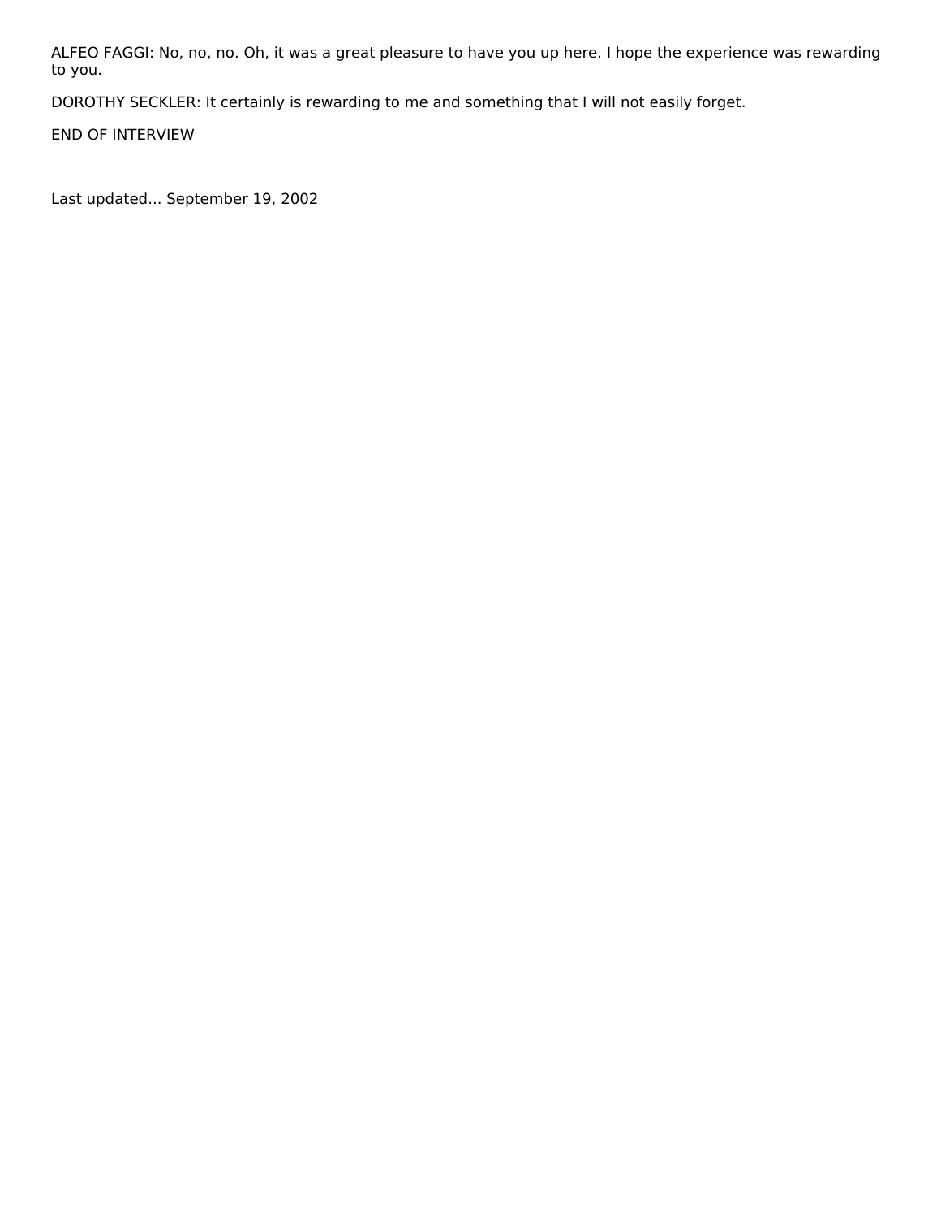ALFEO FAGGI: No, no, no. Oh, it was a great pleasure to have you up here. I hope the experience was rewarding to you.

DOROTHY SECKLER: It certainly is rewarding to me and something that I will not easily forget.

END OF INTERVIEW

Last updated... September 19, 2002